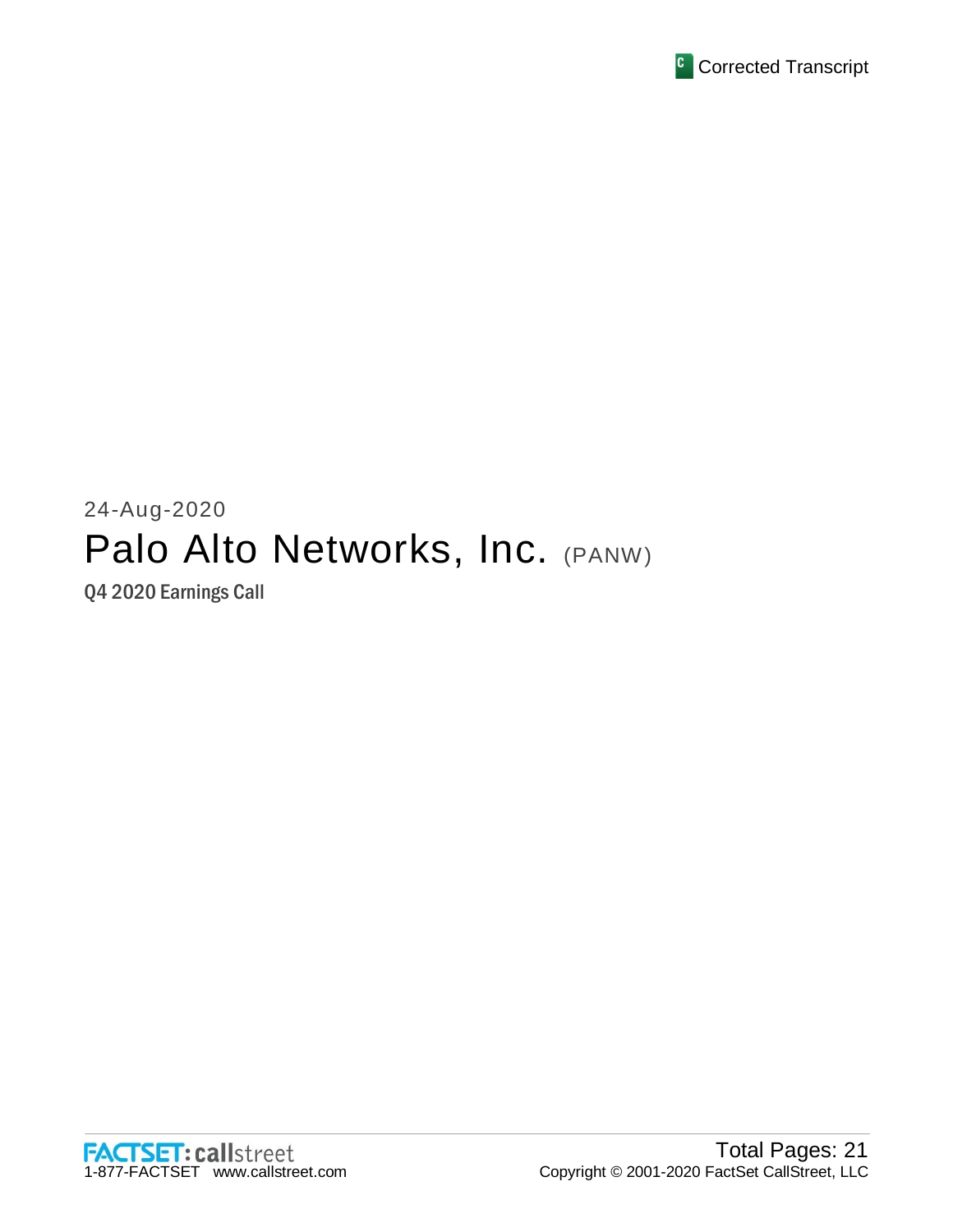Corrected Transcript

24-Aug-2020

# Palo Alto Networks, Inc. (PANW)

Q4 2020 Earnings Call

FACTSET: callstreet
1-877-FACTSET www.callstreet.com

Total Pages: 21
Copyright © 2001-2020 FactSet CallStreet, LLC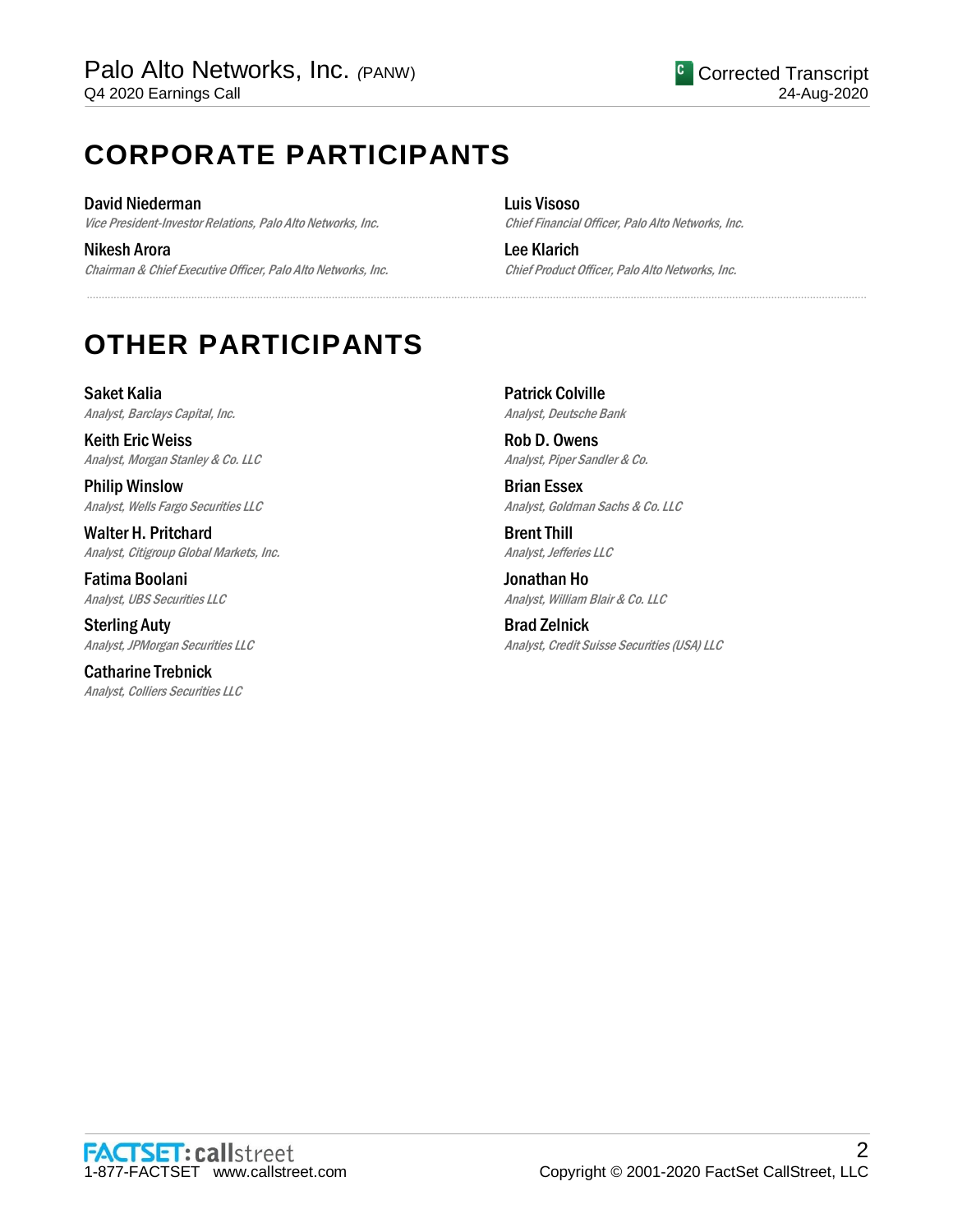# CORPORATE PARTICIPANTS

**David Niederman**
*Vice President-Investor Relations, Palo Alto Networks, Inc.*

**Nikesh Arora**
*Chairman & Chief Executive Officer, Palo Alto Networks, Inc.*

**Luis Visoso**
*Chief Financial Officer, Palo Alto Networks, Inc.*

**Lee Klarich**
*Chief Product Officer, Palo Alto Networks, Inc.*

# OTHER PARTICIPANTS

**Saket Kalia**
*Analyst, Barclays Capital, Inc.*

**Keith Eric Weiss**
*Analyst, Morgan Stanley & Co. LLC*

**Philip Winslow**
*Analyst, Wells Fargo Securities LLC*

**Walter H. Pritchard**
*Analyst, Citigroup Global Markets, Inc.*

**Fatima Boolani**
*Analyst, UBS Securities LLC*

**Sterling Auty**
*Analyst, JPMorgan Securities LLC*

**Catharine Trebnick**
*Analyst, Colliers Securities LLC*

**Patrick Colville**
*Analyst, Deutsche Bank*

**Rob D. Owens**
*Analyst, Piper Sandler & Co.*

**Brian Essex**
*Analyst, Goldman Sachs & Co. LLC*

**Brent Thill**
*Analyst, Jefferies LLC*

**Jonathan Ho**
*Analyst, William Blair & Co. LLC*

**Brad Zelnick**
*Analyst, Credit Suisse Securities (USA) LLC*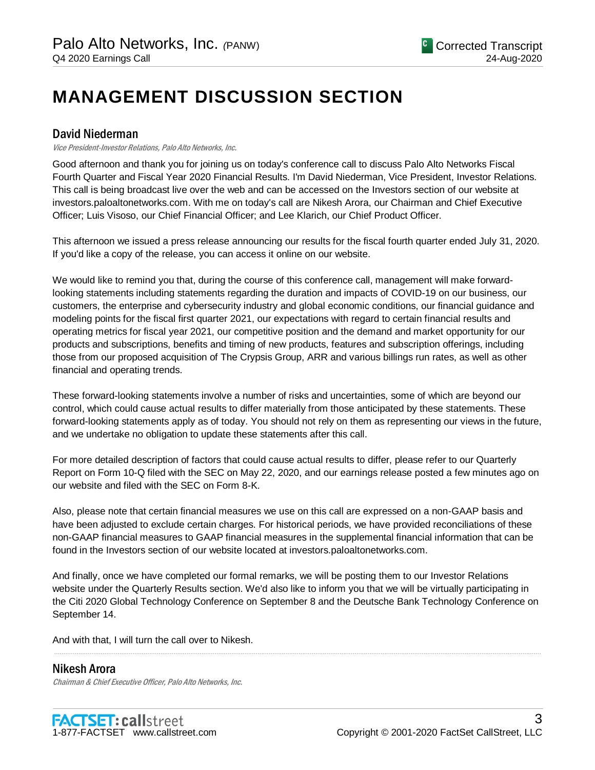# MANAGEMENT DISCUSSION SECTION

## David Niederman

*Vice President-Investor Relations, Palo Alto Networks, Inc.*

Good afternoon and thank you for joining us on today's conference call to discuss Palo Alto Networks Fiscal Fourth Quarter and Fiscal Year 2020 Financial Results. I'm David Niederman, Vice President, Investor Relations. This call is being broadcast live over the web and can be accessed on the Investors section of our website at investors.paloaltonetworks.com. With me on today's call are Nikesh Arora, our Chairman and Chief Executive Officer; Luis Visoso, our Chief Financial Officer; and Lee Klarich, our Chief Product Officer.

This afternoon we issued a press release announcing our results for the fiscal fourth quarter ended July 31, 2020. If you'd like a copy of the release, you can access it online on our website.

We would like to remind you that, during the course of this conference call, management will make forward-looking statements including statements regarding the duration and impacts of COVID-19 on our business, our customers, the enterprise and cybersecurity industry and global economic conditions, our financial guidance and modeling points for the fiscal first quarter 2021, our expectations with regard to certain financial results and operating metrics for fiscal year 2021, our competitive position and the demand and market opportunity for our products and subscriptions, benefits and timing of new products, features and subscription offerings, including those from our proposed acquisition of The Crypsis Group, ARR and various billings run rates, as well as other financial and operating trends.

These forward-looking statements involve a number of risks and uncertainties, some of which are beyond our control, which could cause actual results to differ materially from those anticipated by these statements. These forward-looking statements apply as of today. You should not rely on them as representing our views in the future, and we undertake no obligation to update these statements after this call.

For more detailed description of factors that could cause actual results to differ, please refer to our Quarterly Report on Form 10-Q filed with the SEC on May 22, 2020, and our earnings release posted a few minutes ago on our website and filed with the SEC on Form 8-K.

Also, please note that certain financial measures we use on this call are expressed on a non-GAAP basis and have been adjusted to exclude certain charges. For historical periods, we have provided reconciliations of these non-GAAP financial measures to GAAP financial measures in the supplemental financial information that can be found in the Investors section of our website located at investors.paloaltonetworks.com.

And finally, once we have completed our formal remarks, we will be posting them to our Investor Relations website under the Quarterly Results section. We'd also like to inform you that we will be virtually participating in the Citi 2020 Global Technology Conference on September 8 and the Deutsche Bank Technology Conference on September 14.

And with that, I will turn the call over to Nikesh.

## Nikesh Arora

*Chairman & Chief Executive Officer, Palo Alto Networks, Inc.*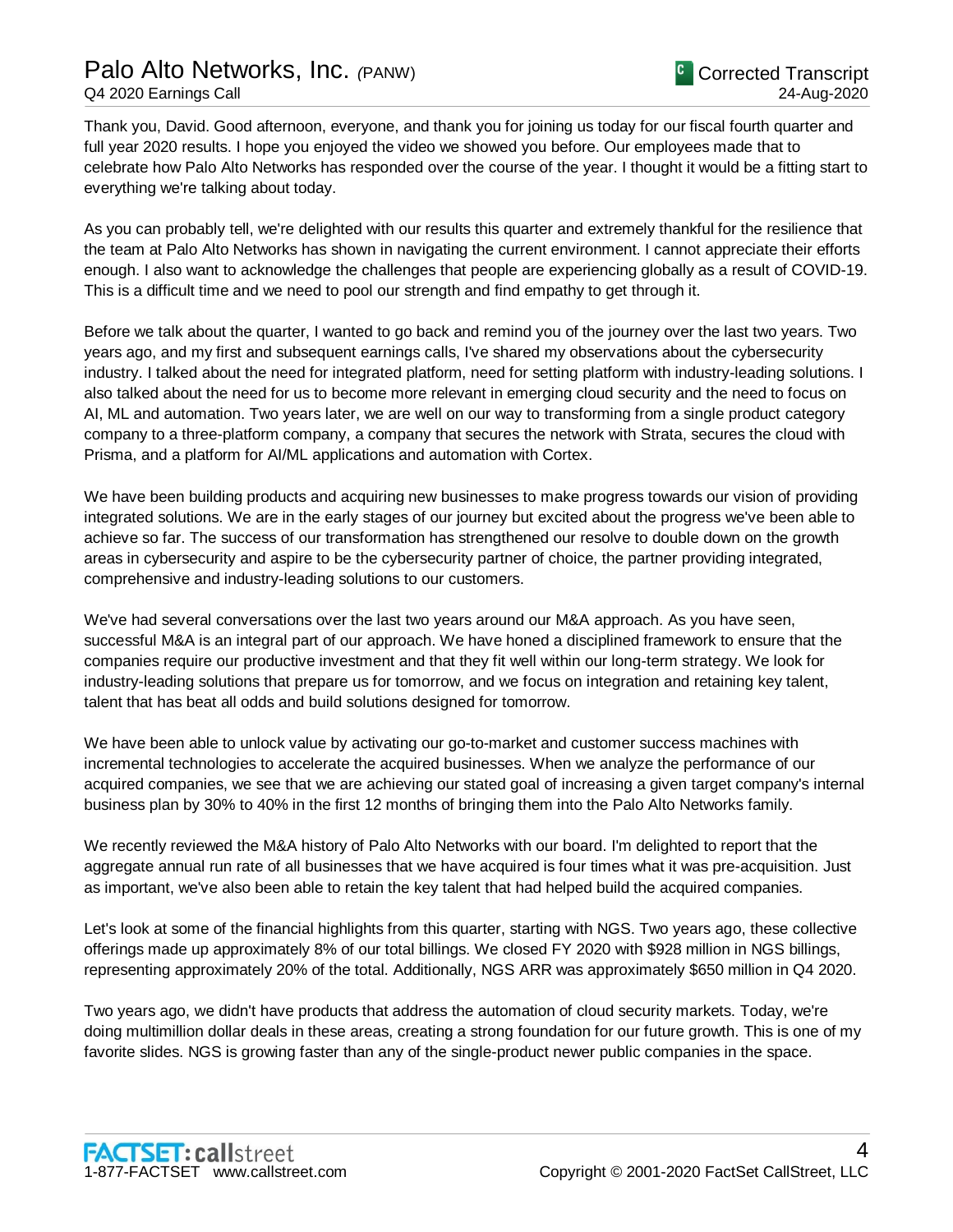Thank you, David. Good afternoon, everyone, and thank you for joining us today for our fiscal fourth quarter and full year 2020 results. I hope you enjoyed the video we showed you before. Our employees made that to celebrate how Palo Alto Networks has responded over the course of the year. I thought it would be a fitting start to everything we're talking about today.

As you can probably tell, we're delighted with our results this quarter and extremely thankful for the resilience that the team at Palo Alto Networks has shown in navigating the current environment. I cannot appreciate their efforts enough. I also want to acknowledge the challenges that people are experiencing globally as a result of COVID-19. This is a difficult time and we need to pool our strength and find empathy to get through it.

Before we talk about the quarter, I wanted to go back and remind you of the journey over the last two years. Two years ago, and my first and subsequent earnings calls, I've shared my observations about the cybersecurity industry. I talked about the need for integrated platform, need for setting platform with industry-leading solutions. I also talked about the need for us to become more relevant in emerging cloud security and the need to focus on AI, ML and automation. Two years later, we are well on our way to transforming from a single product category company to a three-platform company, a company that secures the network with Strata, secures the cloud with Prisma, and a platform for AI/ML applications and automation with Cortex.

We have been building products and acquiring new businesses to make progress towards our vision of providing integrated solutions. We are in the early stages of our journey but excited about the progress we've been able to achieve so far. The success of our transformation has strengthened our resolve to double down on the growth areas in cybersecurity and aspire to be the cybersecurity partner of choice, the partner providing integrated, comprehensive and industry-leading solutions to our customers.

We've had several conversations over the last two years around our M&A approach. As you have seen, successful M&A is an integral part of our approach. We have honed a disciplined framework to ensure that the companies require our productive investment and that they fit well within our long-term strategy. We look for industry-leading solutions that prepare us for tomorrow, and we focus on integration and retaining key talent, talent that has beat all odds and build solutions designed for tomorrow.

We have been able to unlock value by activating our go-to-market and customer success machines with incremental technologies to accelerate the acquired businesses. When we analyze the performance of our acquired companies, we see that we are achieving our stated goal of increasing a given target company's internal business plan by 30% to 40% in the first 12 months of bringing them into the Palo Alto Networks family.

We recently reviewed the M&A history of Palo Alto Networks with our board. I'm delighted to report that the aggregate annual run rate of all businesses that we have acquired is four times what it was pre-acquisition. Just as important, we've also been able to retain the key talent that had helped build the acquired companies.

Let's look at some of the financial highlights from this quarter, starting with NGS. Two years ago, these collective offerings made up approximately 8% of our total billings. We closed FY 2020 with $928 million in NGS billings, representing approximately 20% of the total. Additionally, NGS ARR was approximately $650 million in Q4 2020.

Two years ago, we didn't have products that address the automation of cloud security markets. Today, we're doing multimillion dollar deals in these areas, creating a strong foundation for our future growth. This is one of my favorite slides. NGS is growing faster than any of the single-product newer public companies in the space.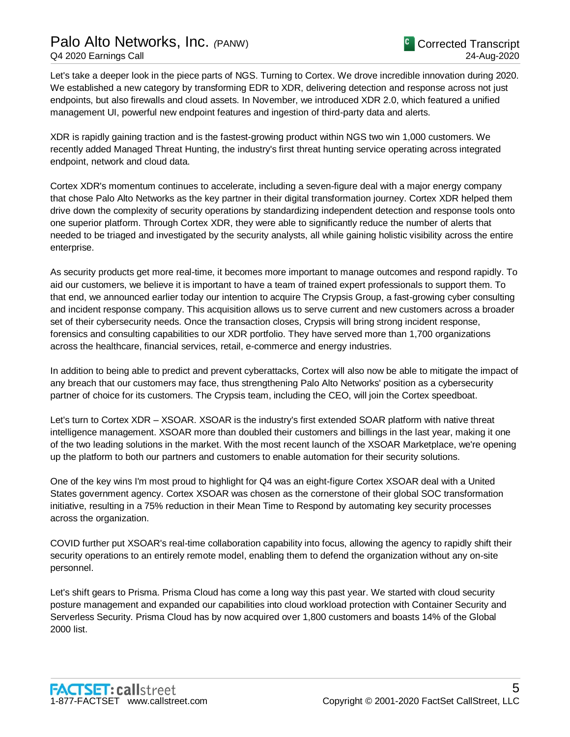Let's take a deeper look in the piece parts of NGS. Turning to Cortex. We drove incredible innovation during 2020. We established a new category by transforming EDR to XDR, delivering detection and response across not just endpoints, but also firewalls and cloud assets. In November, we introduced XDR 2.0, which featured a unified management UI, powerful new endpoint features and ingestion of third-party data and alerts.

XDR is rapidly gaining traction and is the fastest-growing product within NGS two win 1,000 customers. We recently added Managed Threat Hunting, the industry's first threat hunting service operating across integrated endpoint, network and cloud data.

Cortex XDR's momentum continues to accelerate, including a seven-figure deal with a major energy company that chose Palo Alto Networks as the key partner in their digital transformation journey. Cortex XDR helped them drive down the complexity of security operations by standardizing independent detection and response tools onto one superior platform. Through Cortex XDR, they were able to significantly reduce the number of alerts that needed to be triaged and investigated by the security analysts, all while gaining holistic visibility across the entire enterprise.

As security products get more real-time, it becomes more important to manage outcomes and respond rapidly. To aid our customers, we believe it is important to have a team of trained expert professionals to support them. To that end, we announced earlier today our intention to acquire The Crypsis Group, a fast-growing cyber consulting and incident response company. This acquisition allows us to serve current and new customers across a broader set of their cybersecurity needs. Once the transaction closes, Crypsis will bring strong incident response, forensics and consulting capabilities to our XDR portfolio. They have served more than 1,700 organizations across the healthcare, financial services, retail, e-commerce and energy industries.

In addition to being able to predict and prevent cyberattacks, Cortex will also now be able to mitigate the impact of any breach that our customers may face, thus strengthening Palo Alto Networks' position as a cybersecurity partner of choice for its customers. The Crypsis team, including the CEO, will join the Cortex speedboat.

Let's turn to Cortex XDR – XSOAR. XSOAR is the industry's first extended SOAR platform with native threat intelligence management. XSOAR more than doubled their customers and billings in the last year, making it one of the two leading solutions in the market. With the most recent launch of the XSOAR Marketplace, we're opening up the platform to both our partners and customers to enable automation for their security solutions.

One of the key wins I'm most proud to highlight for Q4 was an eight-figure Cortex XSOAR deal with a United States government agency. Cortex XSOAR was chosen as the cornerstone of their global SOC transformation initiative, resulting in a 75% reduction in their Mean Time to Respond by automating key security processes across the organization.

COVID further put XSOAR's real-time collaboration capability into focus, allowing the agency to rapidly shift their security operations to an entirely remote model, enabling them to defend the organization without any on-site personnel.

Let's shift gears to Prisma. Prisma Cloud has come a long way this past year. We started with cloud security posture management and expanded our capabilities into cloud workload protection with Container Security and Serverless Security. Prisma Cloud has by now acquired over 1,800 customers and boasts 14% of the Global 2000 list.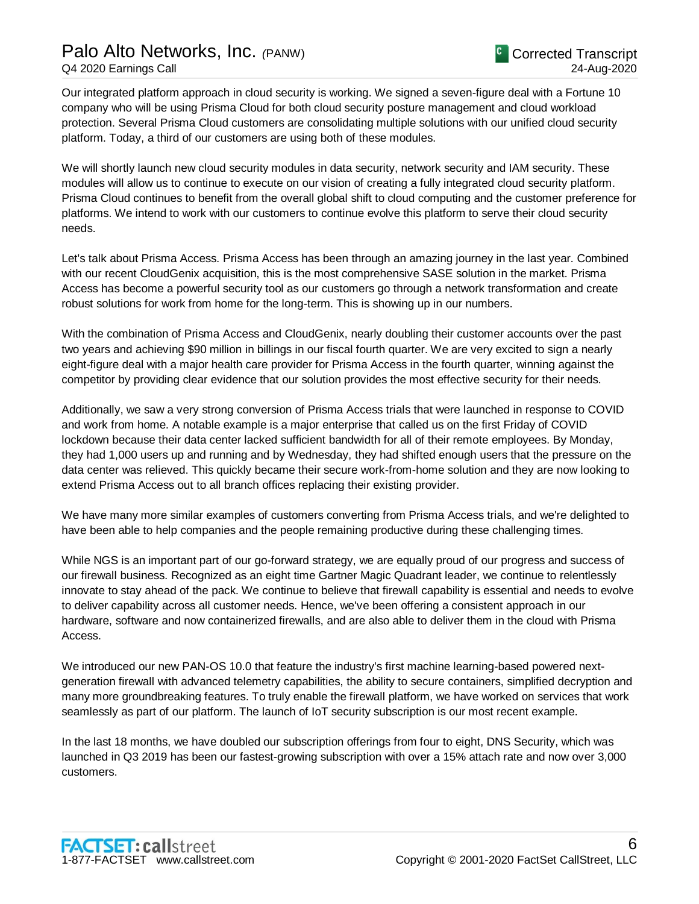Our integrated platform approach in cloud security is working. We signed a seven-figure deal with a Fortune 10 company who will be using Prisma Cloud for both cloud security posture management and cloud workload protection. Several Prisma Cloud customers are consolidating multiple solutions with our unified cloud security platform. Today, a third of our customers are using both of these modules.

We will shortly launch new cloud security modules in data security, network security and IAM security. These modules will allow us to continue to execute on our vision of creating a fully integrated cloud security platform. Prisma Cloud continues to benefit from the overall global shift to cloud computing and the customer preference for platforms. We intend to work with our customers to continue evolve this platform to serve their cloud security needs.

Let's talk about Prisma Access. Prisma Access has been through an amazing journey in the last year. Combined with our recent CloudGenix acquisition, this is the most comprehensive SASE solution in the market. Prisma Access has become a powerful security tool as our customers go through a network transformation and create robust solutions for work from home for the long-term. This is showing up in our numbers.

With the combination of Prisma Access and CloudGenix, nearly doubling their customer accounts over the past two years and achieving $90 million in billings in our fiscal fourth quarter. We are very excited to sign a nearly eight-figure deal with a major health care provider for Prisma Access in the fourth quarter, winning against the competitor by providing clear evidence that our solution provides the most effective security for their needs.

Additionally, we saw a very strong conversion of Prisma Access trials that were launched in response to COVID and work from home. A notable example is a major enterprise that called us on the first Friday of COVID lockdown because their data center lacked sufficient bandwidth for all of their remote employees. By Monday, they had 1,000 users up and running and by Wednesday, they had shifted enough users that the pressure on the data center was relieved. This quickly became their secure work-from-home solution and they are now looking to extend Prisma Access out to all branch offices replacing their existing provider.

We have many more similar examples of customers converting from Prisma Access trials, and we're delighted to have been able to help companies and the people remaining productive during these challenging times.

While NGS is an important part of our go-forward strategy, we are equally proud of our progress and success of our firewall business. Recognized as an eight time Gartner Magic Quadrant leader, we continue to relentlessly innovate to stay ahead of the pack. We continue to believe that firewall capability is essential and needs to evolve to deliver capability across all customer needs. Hence, we've been offering a consistent approach in our hardware, software and now containerized firewalls, and are also able to deliver them in the cloud with Prisma Access.

We introduced our new PAN-OS 10.0 that feature the industry's first machine learning-based powered next-generation firewall with advanced telemetry capabilities, the ability to secure containers, simplified decryption and many more groundbreaking features. To truly enable the firewall platform, we have worked on services that work seamlessly as part of our platform. The launch of IoT security subscription is our most recent example.

In the last 18 months, we have doubled our subscription offerings from four to eight, DNS Security, which was launched in Q3 2019 has been our fastest-growing subscription with over a 15% attach rate and now over 3,000 customers.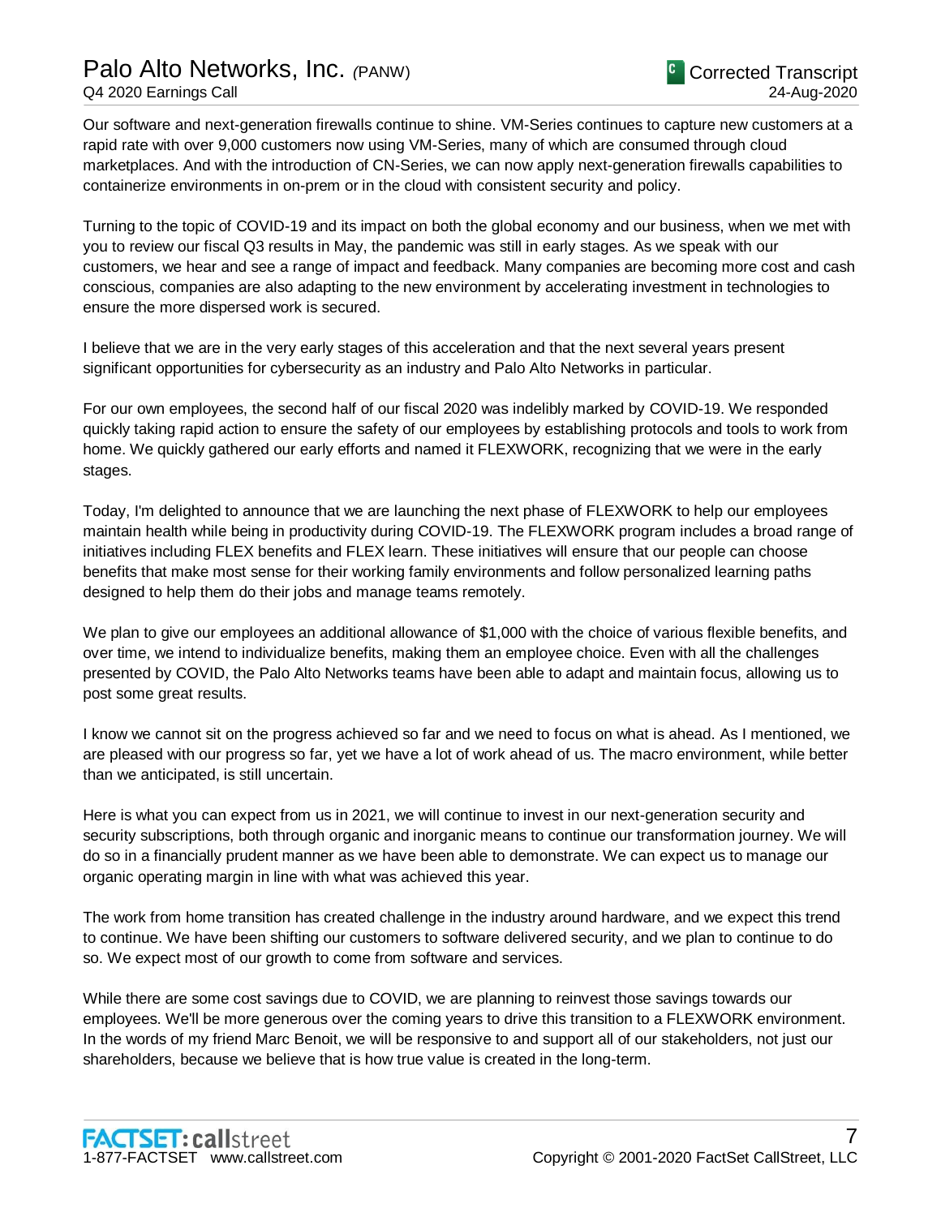Our software and next-generation firewalls continue to shine. VM-Series continues to capture new customers at a rapid rate with over 9,000 customers now using VM-Series, many of which are consumed through cloud marketplaces. And with the introduction of CN-Series, we can now apply next-generation firewalls capabilities to containerize environments in on-prem or in the cloud with consistent security and policy.

Turning to the topic of COVID-19 and its impact on both the global economy and our business, when we met with you to review our fiscal Q3 results in May, the pandemic was still in early stages. As we speak with our customers, we hear and see a range of impact and feedback. Many companies are becoming more cost and cash conscious, companies are also adapting to the new environment by accelerating investment in technologies to ensure the more dispersed work is secured.

I believe that we are in the very early stages of this acceleration and that the next several years present significant opportunities for cybersecurity as an industry and Palo Alto Networks in particular.

For our own employees, the second half of our fiscal 2020 was indelibly marked by COVID-19. We responded quickly taking rapid action to ensure the safety of our employees by establishing protocols and tools to work from home. We quickly gathered our early efforts and named it FLEXWORK, recognizing that we were in the early stages.

Today, I'm delighted to announce that we are launching the next phase of FLEXWORK to help our employees maintain health while being in productivity during COVID-19. The FLEXWORK program includes a broad range of initiatives including FLEX benefits and FLEX learn. These initiatives will ensure that our people can choose benefits that make most sense for their working family environments and follow personalized learning paths designed to help them do their jobs and manage teams remotely.

We plan to give our employees an additional allowance of $1,000 with the choice of various flexible benefits, and over time, we intend to individualize benefits, making them an employee choice. Even with all the challenges presented by COVID, the Palo Alto Networks teams have been able to adapt and maintain focus, allowing us to post some great results.

I know we cannot sit on the progress achieved so far and we need to focus on what is ahead. As I mentioned, we are pleased with our progress so far, yet we have a lot of work ahead of us. The macro environment, while better than we anticipated, is still uncertain.

Here is what you can expect from us in 2021, we will continue to invest in our next-generation security and security subscriptions, both through organic and inorganic means to continue our transformation journey. We will do so in a financially prudent manner as we have been able to demonstrate. We can expect us to manage our organic operating margin in line with what was achieved this year.

The work from home transition has created challenge in the industry around hardware, and we expect this trend to continue. We have been shifting our customers to software delivered security, and we plan to continue to do so. We expect most of our growth to come from software and services.

While there are some cost savings due to COVID, we are planning to reinvest those savings towards our employees. We'll be more generous over the coming years to drive this transition to a FLEXWORK environment. In the words of my friend Marc Benoit, we will be responsive to and support all of our stakeholders, not just our shareholders, because we believe that is how true value is created in the long-term.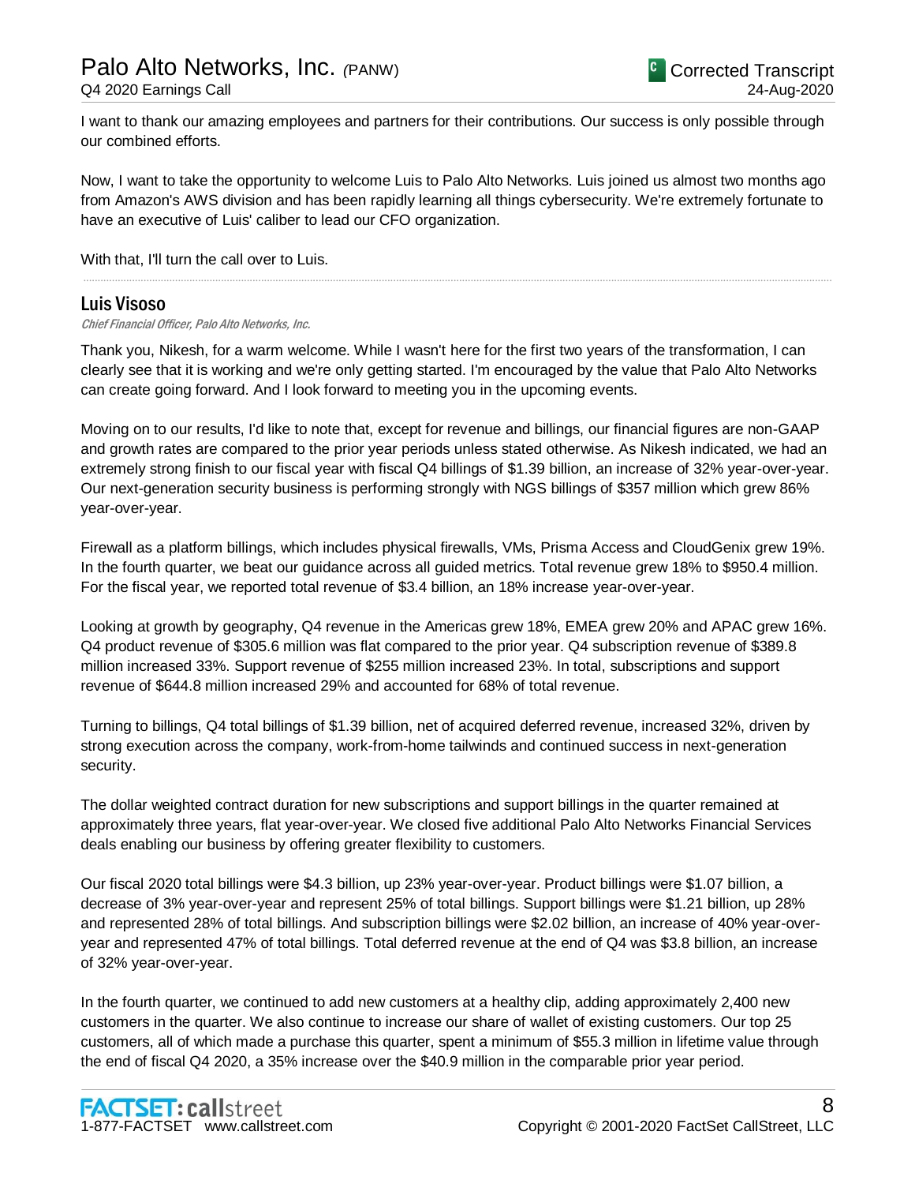I want to thank our amazing employees and partners for their contributions. Our success is only possible through our combined efforts.

Now, I want to take the opportunity to welcome Luis to Palo Alto Networks. Luis joined us almost two months ago from Amazon's AWS division and has been rapidly learning all things cybersecurity. We're extremely fortunate to have an executive of Luis' caliber to lead our CFO organization.

With that, I'll turn the call over to Luis.

## Luis Visoso

*Chief Financial Officer, Palo Alto Networks, Inc.*

Thank you, Nikesh, for a warm welcome. While I wasn't here for the first two years of the transformation, I can clearly see that it is working and we're only getting started. I'm encouraged by the value that Palo Alto Networks can create going forward. And I look forward to meeting you in the upcoming events.

Moving on to our results, I'd like to note that, except for revenue and billings, our financial figures are non-GAAP and growth rates are compared to the prior year periods unless stated otherwise. As Nikesh indicated, we had an extremely strong finish to our fiscal year with fiscal Q4 billings of $1.39 billion, an increase of 32% year-over-year. Our next-generation security business is performing strongly with NGS billings of $357 million which grew 86% year-over-year.

Firewall as a platform billings, which includes physical firewalls, VMs, Prisma Access and CloudGenix grew 19%. In the fourth quarter, we beat our guidance across all guided metrics. Total revenue grew 18% to $950.4 million. For the fiscal year, we reported total revenue of $3.4 billion, an 18% increase year-over-year.

Looking at growth by geography, Q4 revenue in the Americas grew 18%, EMEA grew 20% and APAC grew 16%. Q4 product revenue of $305.6 million was flat compared to the prior year. Q4 subscription revenue of $389.8 million increased 33%. Support revenue of $255 million increased 23%. In total, subscriptions and support revenue of $644.8 million increased 29% and accounted for 68% of total revenue.

Turning to billings, Q4 total billings of $1.39 billion, net of acquired deferred revenue, increased 32%, driven by strong execution across the company, work-from-home tailwinds and continued success in next-generation security.

The dollar weighted contract duration for new subscriptions and support billings in the quarter remained at approximately three years, flat year-over-year. We closed five additional Palo Alto Networks Financial Services deals enabling our business by offering greater flexibility to customers.

Our fiscal 2020 total billings were $4.3 billion, up 23% year-over-year. Product billings were $1.07 billion, a decrease of 3% year-over-year and represent 25% of total billings. Support billings were $1.21 billion, up 28% and represented 28% of total billings. And subscription billings were $2.02 billion, an increase of 40% year-over-year and represented 47% of total billings. Total deferred revenue at the end of Q4 was $3.8 billion, an increase of 32% year-over-year.

In the fourth quarter, we continued to add new customers at a healthy clip, adding approximately 2,400 new customers in the quarter. We also continue to increase our share of wallet of existing customers. Our top 25 customers, all of which made a purchase this quarter, spent a minimum of $55.3 million in lifetime value through the end of fiscal Q4 2020, a 35% increase over the $40.9 million in the comparable prior year period.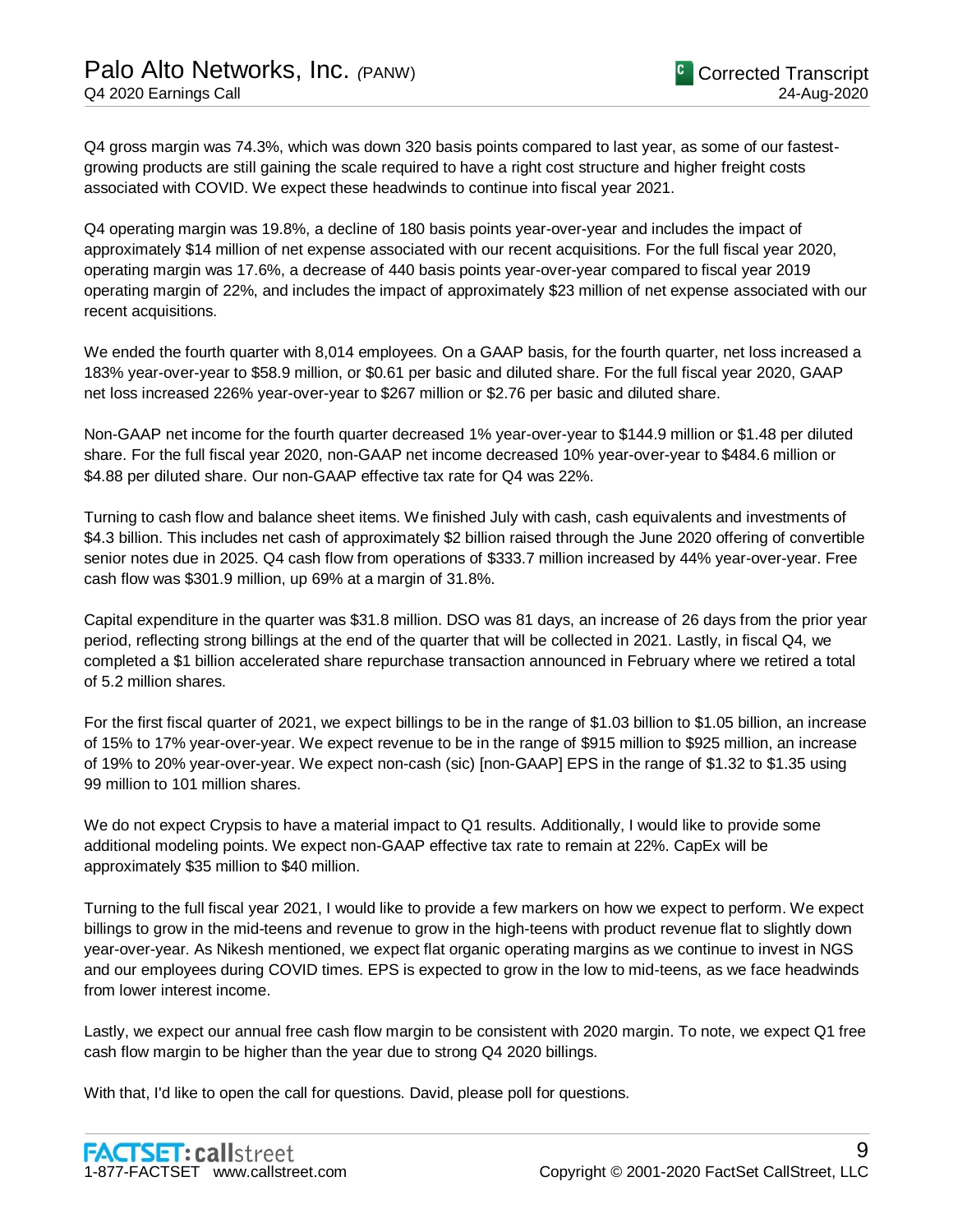Q4 gross margin was 74.3%, which was down 320 basis points compared to last year, as some of our fastest-growing products are still gaining the scale required to have a right cost structure and higher freight costs associated with COVID. We expect these headwinds to continue into fiscal year 2021.

Q4 operating margin was 19.8%, a decline of 180 basis points year-over-year and includes the impact of approximately $14 million of net expense associated with our recent acquisitions. For the full fiscal year 2020, operating margin was 17.6%, a decrease of 440 basis points year-over-year compared to fiscal year 2019 operating margin of 22%, and includes the impact of approximately $23 million of net expense associated with our recent acquisitions.

We ended the fourth quarter with 8,014 employees. On a GAAP basis, for the fourth quarter, net loss increased a 183% year-over-year to $58.9 million, or $0.61 per basic and diluted share. For the full fiscal year 2020, GAAP net loss increased 226% year-over-year to $267 million or $2.76 per basic and diluted share.

Non-GAAP net income for the fourth quarter decreased 1% year-over-year to $144.9 million or $1.48 per diluted share. For the full fiscal year 2020, non-GAAP net income decreased 10% year-over-year to $484.6 million or $4.88 per diluted share. Our non-GAAP effective tax rate for Q4 was 22%.

Turning to cash flow and balance sheet items. We finished July with cash, cash equivalents and investments of $4.3 billion. This includes net cash of approximately $2 billion raised through the June 2020 offering of convertible senior notes due in 2025. Q4 cash flow from operations of $333.7 million increased by 44% year-over-year. Free cash flow was $301.9 million, up 69% at a margin of 31.8%.

Capital expenditure in the quarter was $31.8 million. DSO was 81 days, an increase of 26 days from the prior year period, reflecting strong billings at the end of the quarter that will be collected in 2021. Lastly, in fiscal Q4, we completed a $1 billion accelerated share repurchase transaction announced in February where we retired a total of 5.2 million shares.

For the first fiscal quarter of 2021, we expect billings to be in the range of $1.03 billion to $1.05 billion, an increase of 15% to 17% year-over-year. We expect revenue to be in the range of $915 million to $925 million, an increase of 19% to 20% year-over-year. We expect non-cash (sic) [non-GAAP] EPS in the range of $1.32 to $1.35 using 99 million to 101 million shares.

We do not expect Crypsis to have a material impact to Q1 results. Additionally, I would like to provide some additional modeling points. We expect non-GAAP effective tax rate to remain at 22%. CapEx will be approximately $35 million to $40 million.

Turning to the full fiscal year 2021, I would like to provide a few markers on how we expect to perform. We expect billings to grow in the mid-teens and revenue to grow in the high-teens with product revenue flat to slightly down year-over-year. As Nikesh mentioned, we expect flat organic operating margins as we continue to invest in NGS and our employees during COVID times. EPS is expected to grow in the low to mid-teens, as we face headwinds from lower interest income.

Lastly, we expect our annual free cash flow margin to be consistent with 2020 margin. To note, we expect Q1 free cash flow margin to be higher than the year due to strong Q4 2020 billings.

With that, I'd like to open the call for questions. David, please poll for questions.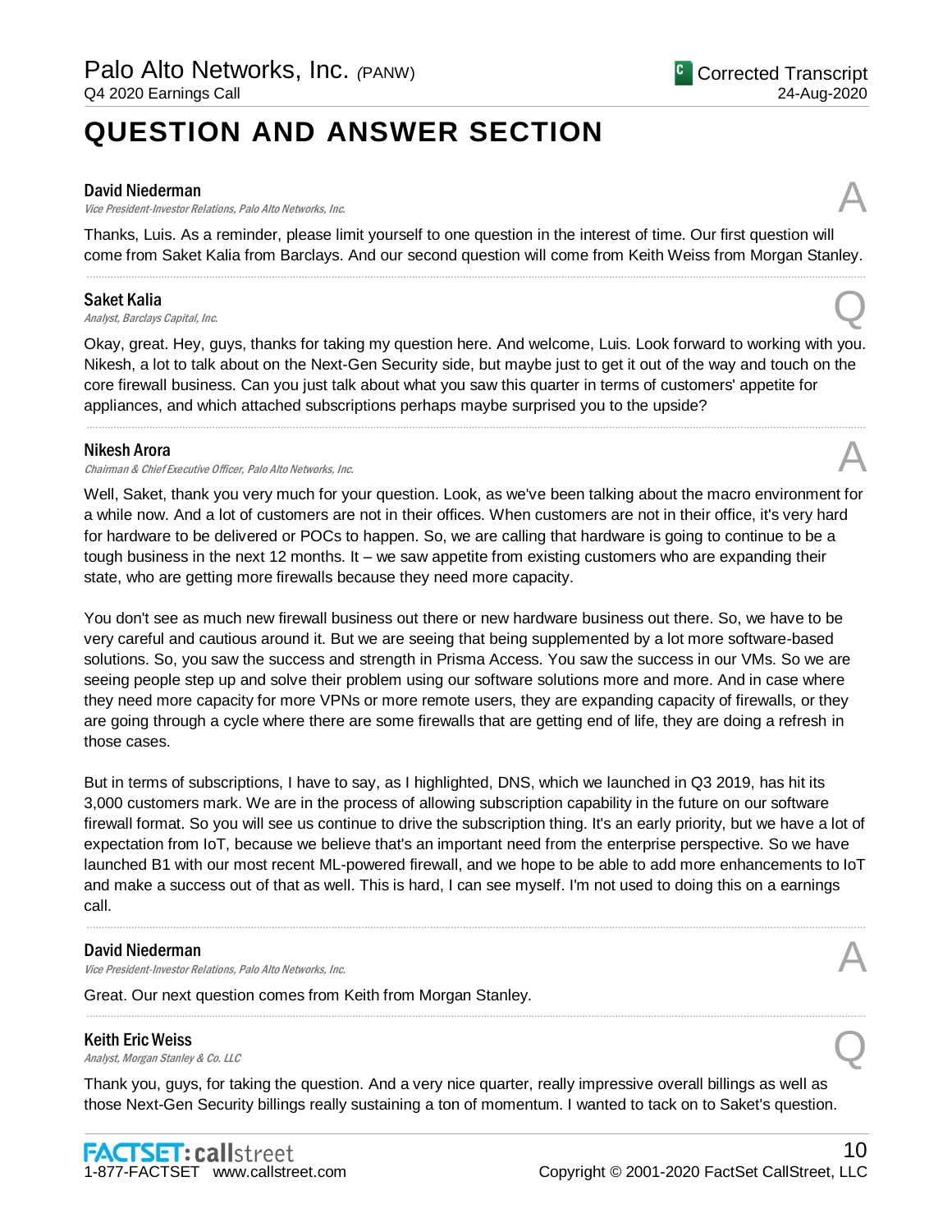# QUESTION AND ANSWER SECTION

**David Niederman**
*Vice President-Investor Relations, Palo Alto Networks, Inc.*

A

Thanks, Luis. As a reminder, please limit yourself to one question in the interest of time. Our first question will come from Saket Kalia from Barclays. And our second question will come from Keith Weiss from Morgan Stanley.

**Saket Kalia**
*Analyst, Barclays Capital, Inc.*

Q

Okay, great. Hey, guys, thanks for taking my question here. And welcome, Luis. Look forward to working with you. Nikesh, a lot to talk about on the Next-Gen Security side, but maybe just to get it out of the way and touch on the core firewall business. Can you just talk about what you saw this quarter in terms of customers' appetite for appliances, and which attached subscriptions perhaps maybe surprised you to the upside?

**Nikesh Arora**
*Chairman & Chief Executive Officer, Palo Alto Networks, Inc.*

A

Well, Saket, thank you very much for your question. Look, as we've been talking about the macro environment for a while now. And a lot of customers are not in their offices. When customers are not in their office, it's very hard for hardware to be delivered or POCs to happen. So, we are calling that hardware is going to continue to be a tough business in the next 12 months. It – we saw appetite from existing customers who are expanding their state, who are getting more firewalls because they need more capacity.

You don't see as much new firewall business out there or new hardware business out there. So, we have to be very careful and cautious around it. But we are seeing that being supplemented by a lot more software-based solutions. So, you saw the success and strength in Prisma Access. You saw the success in our VMs. So we are seeing people step up and solve their problem using our software solutions more and more. And in case where they need more capacity for more VPNs or more remote users, they are expanding capacity of firewalls, or they are going through a cycle where there are some firewalls that are getting end of life, they are doing a refresh in those cases.

But in terms of subscriptions, I have to say, as I highlighted, DNS, which we launched in Q3 2019, has hit its 3,000 customers mark. We are in the process of allowing subscription capability in the future on our software firewall format. So you will see us continue to drive the subscription thing. It's an early priority, but we have a lot of expectation from IoT, because we believe that's an important need from the enterprise perspective. So we have launched B1 with our most recent ML-powered firewall, and we hope to be able to add more enhancements to IoT and make a success out of that as well. This is hard, I can see myself. I'm not used to doing this on a earnings call.

**David Niederman**
*Vice President-Investor Relations, Palo Alto Networks, Inc.*

A

Great. Our next question comes from Keith from Morgan Stanley.

**Keith Eric Weiss**
*Analyst, Morgan Stanley & Co. LLC*

Q

Thank you, guys, for taking the question. And a very nice quarter, really impressive overall billings as well as those Next-Gen Security billings really sustaining a ton of momentum. I wanted to tack on to Saket's question.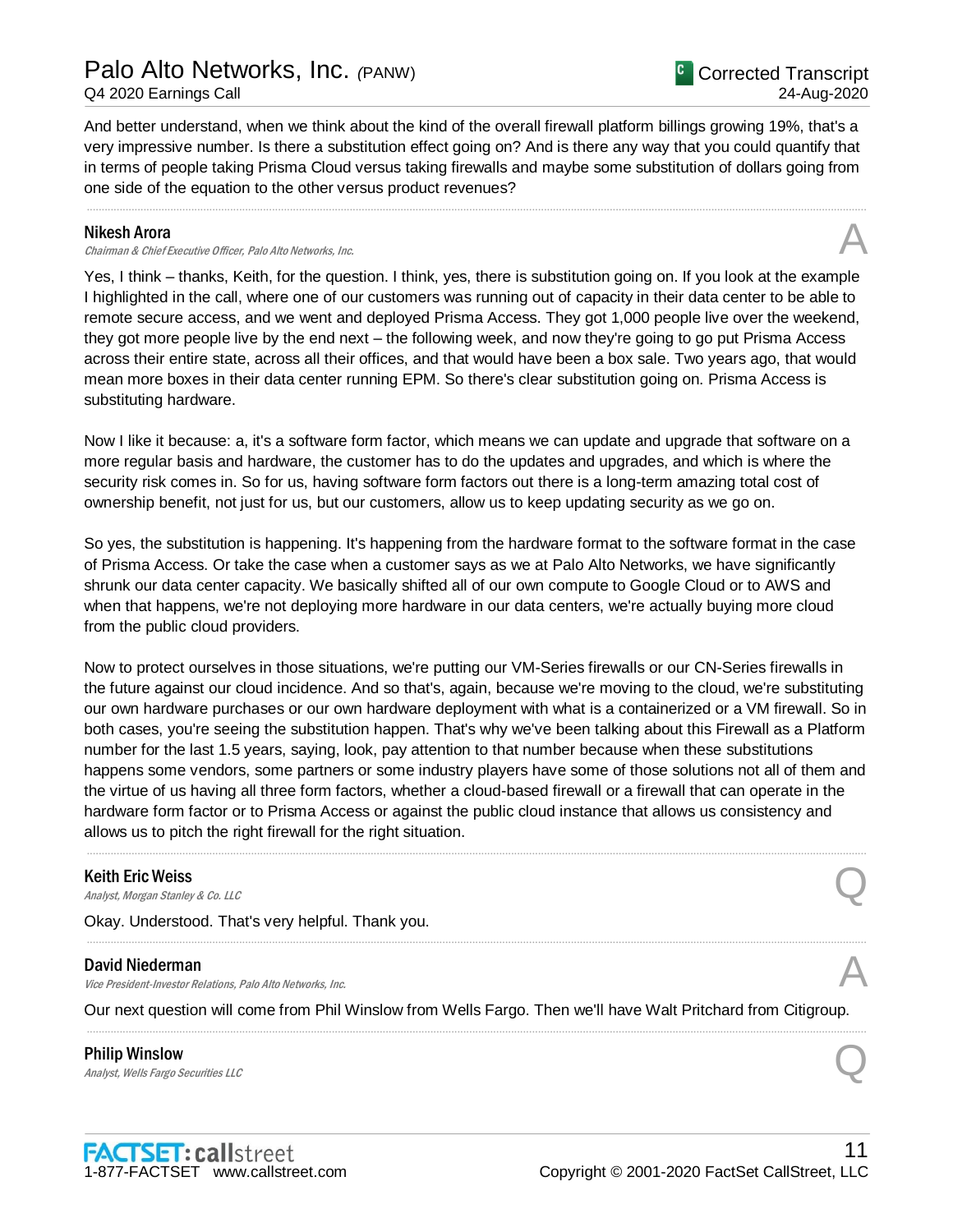And better understand, when we think about the kind of the overall firewall platform billings growing 19%, that's a very impressive number. Is there a substitution effect going on? And is there any way that you could quantify that in terms of people taking Prisma Cloud versus taking firewalls and maybe some substitution of dollars going from one side of the equation to the other versus product revenues?

---

**Nikesh Arora**
*Chairman & Chief Executive Officer, Palo Alto Networks, Inc.* **A**

Yes, I think – thanks, Keith, for the question. I think, yes, there is substitution going on. If you look at the example I highlighted in the call, where one of our customers was running out of capacity in their data center to be able to remote secure access, and we went and deployed Prisma Access. They got 1,000 people live over the weekend, they got more people live by the end next – the following week, and now they're going to go put Prisma Access across their entire state, across all their offices, and that would have been a box sale. Two years ago, that would mean more boxes in their data center running EPM. So there's clear substitution going on. Prisma Access is substituting hardware.

Now I like it because: a, it's a software form factor, which means we can update and upgrade that software on a more regular basis and hardware, the customer has to do the updates and upgrades, and which is where the security risk comes in. So for us, having software form factors out there is a long-term amazing total cost of ownership benefit, not just for us, but our customers, allow us to keep updating security as we go on.

So yes, the substitution is happening. It's happening from the hardware format to the software format in the case of Prisma Access. Or take the case when a customer says as we at Palo Alto Networks, we have significantly shrunk our data center capacity. We basically shifted all of our own compute to Google Cloud or to AWS and when that happens, we're not deploying more hardware in our data centers, we're actually buying more cloud from the public cloud providers.

Now to protect ourselves in those situations, we're putting our VM-Series firewalls or our CN-Series firewalls in the future against our cloud incidence. And so that's, again, because we're moving to the cloud, we're substituting our own hardware purchases or our own hardware deployment with what is a containerized or a VM firewall. So in both cases, you're seeing the substitution happen. That's why we've been talking about this Firewall as a Platform number for the last 1.5 years, saying, look, pay attention to that number because when these substitutions happens some vendors, some partners or some industry players have some of those solutions not all of them and the virtue of us having all three form factors, whether a cloud-based firewall or a firewall that can operate in the hardware form factor or to Prisma Access or against the public cloud instance that allows us consistency and allows us to pitch the right firewall for the right situation.

---

**Keith Eric Weiss**
*Analyst, Morgan Stanley & Co. LLC* **Q**

Okay. Understood. That's very helpful. Thank you.

---

**David Niederman**
*Vice President-Investor Relations, Palo Alto Networks, Inc.* **A**

Our next question will come from Phil Winslow from Wells Fargo. Then we'll have Walt Pritchard from Citigroup.

---

**Philip Winslow**
*Analyst, Wells Fargo Securities LLC* **Q**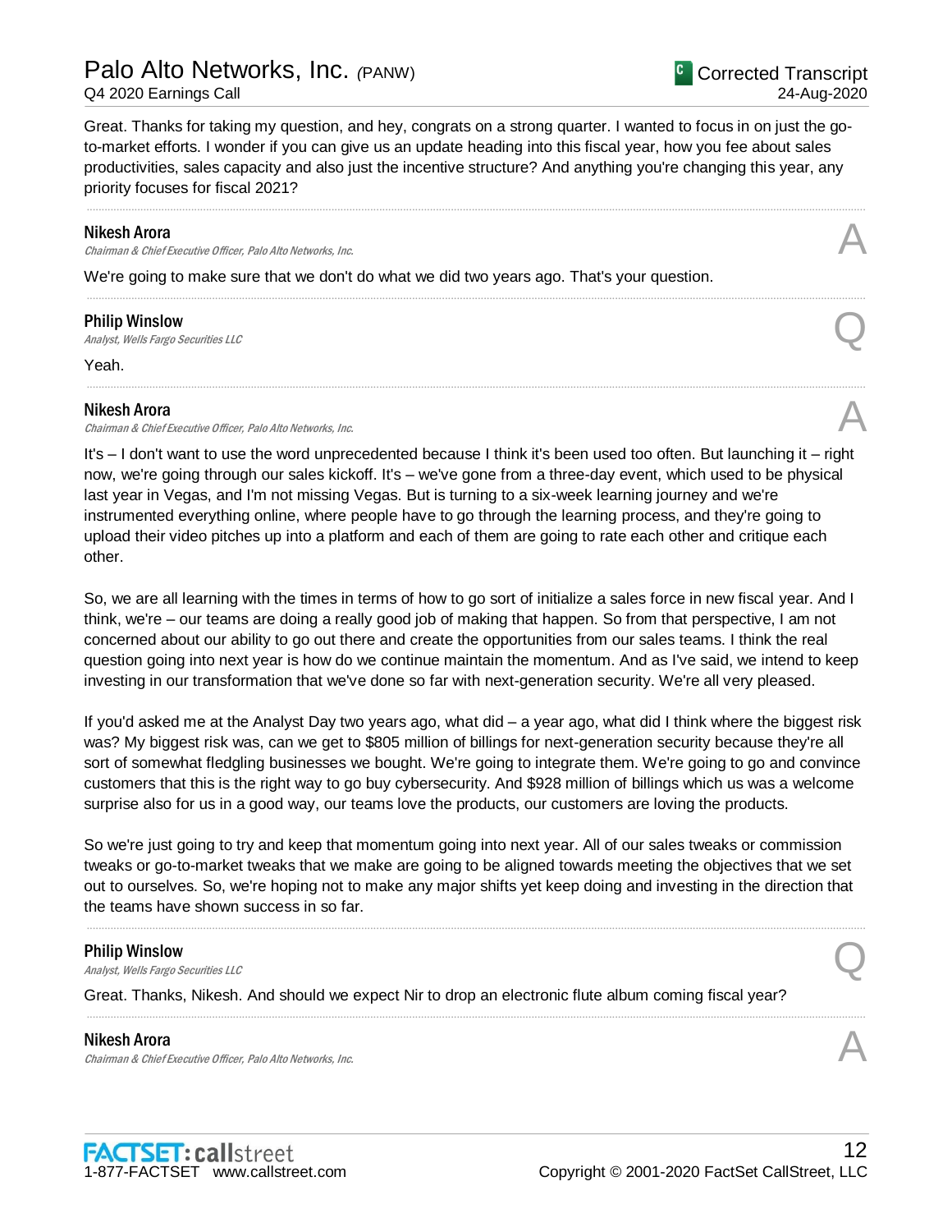Great. Thanks for taking my question, and hey, congrats on a strong quarter. I wanted to focus in on just the go-to-market efforts. I wonder if you can give us an update heading into this fiscal year, how you fee about sales productivities, sales capacity and also just the incentive structure? And anything you're changing this year, any priority focuses for fiscal 2021?

---

**Nikesh Arora**
*Chairman & Chief Executive Officer, Palo Alto Networks, Inc.*

A

We're going to make sure that we don't do what we did two years ago. That's your question.

---

**Philip Winslow**
*Analyst, Wells Fargo Securities LLC*

Q

Yeah.

---

**Nikesh Arora**
*Chairman & Chief Executive Officer, Palo Alto Networks, Inc.*

A

It's – I don't want to use the word unprecedented because I think it's been used too often. But launching it – right now, we're going through our sales kickoff. It's – we've gone from a three-day event, which used to be physical last year in Vegas, and I'm not missing Vegas. But is turning to a six-week learning journey and we're instrumented everything online, where people have to go through the learning process, and they're going to upload their video pitches up into a platform and each of them are going to rate each other and critique each other.

So, we are all learning with the times in terms of how to go sort of initialize a sales force in new fiscal year. And I think, we're – our teams are doing a really good job of making that happen. So from that perspective, I am not concerned about our ability to go out there and create the opportunities from our sales teams. I think the real question going into next year is how do we continue maintain the momentum. And as I've said, we intend to keep investing in our transformation that we've done so far with next-generation security. We're all very pleased.

If you'd asked me at the Analyst Day two years ago, what did – a year ago, what did I think where the biggest risk was? My biggest risk was, can we get to $805 million of billings for next-generation security because they're all sort of somewhat fledgling businesses we bought. We're going to integrate them. We're going to go and convince customers that this is the right way to go buy cybersecurity. And $928 million of billings which us was a welcome surprise also for us in a good way, our teams love the products, our customers are loving the products.

So we're just going to try and keep that momentum going into next year. All of our sales tweaks or commission tweaks or go-to-market tweaks that we make are going to be aligned towards meeting the objectives that we set out to ourselves. So, we're hoping not to make any major shifts yet keep doing and investing in the direction that the teams have shown success in so far.

---

**Philip Winslow**
*Analyst, Wells Fargo Securities LLC*

Q

Great. Thanks, Nikesh. And should we expect Nir to drop an electronic flute album coming fiscal year?

---

**Nikesh Arora**
*Chairman & Chief Executive Officer, Palo Alto Networks, Inc.*

A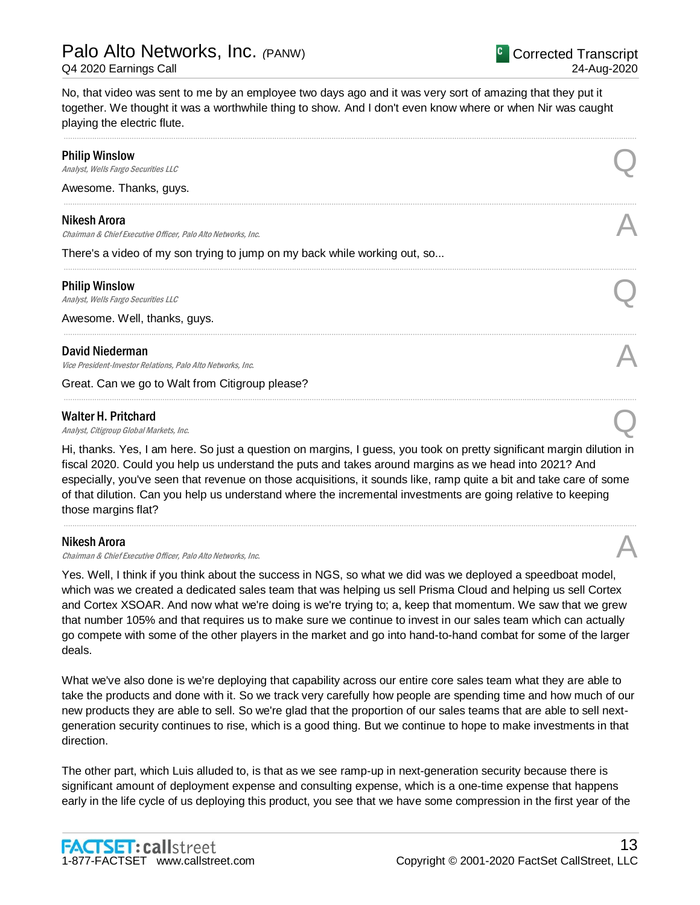No, that video was sent to me by an employee two days ago and it was very sort of amazing that they put it together. We thought it was a worthwhile thing to show. And I don't even know where or when Nir was caught playing the electric flute.

---

**Philip Winslow**
*Analyst, Wells Fargo Securities LLC*

Q

Awesome. Thanks, guys.

---

**Nikesh Arora**
*Chairman & Chief Executive Officer, Palo Alto Networks, Inc.*

A

There's a video of my son trying to jump on my back while working out, so...

---

**Philip Winslow**
*Analyst, Wells Fargo Securities LLC*

Q

Awesome. Well, thanks, guys.

---

**David Niederman**
*Vice President-Investor Relations, Palo Alto Networks, Inc.*

A

Great. Can we go to Walt from Citigroup please?

---

**Walter H. Pritchard**
*Analyst, Citigroup Global Markets, Inc.*

Q

Hi, thanks. Yes, I am here. So just a question on margins, I guess, you took on pretty significant margin dilution in fiscal 2020. Could you help us understand the puts and takes around margins as we head into 2021? And especially, you've seen that revenue on those acquisitions, it sounds like, ramp quite a bit and take care of some of that dilution. Can you help us understand where the incremental investments are going relative to keeping those margins flat?

---

**Nikesh Arora**
*Chairman & Chief Executive Officer, Palo Alto Networks, Inc.*

A

Yes. Well, I think if you think about the success in NGS, so what we did was we deployed a speedboat model, which was we created a dedicated sales team that was helping us sell Prisma Cloud and helping us sell Cortex and Cortex XSOAR. And now what we're doing is we're trying to; a, keep that momentum. We saw that we grew that number 105% and that requires us to make sure we continue to invest in our sales team which can actually go compete with some of the other players in the market and go into hand-to-hand combat for some of the larger deals.

What we've also done is we're deploying that capability across our entire core sales team what they are able to take the products and done with it. So we track very carefully how people are spending time and how much of our new products they are able to sell. So we're glad that the proportion of our sales teams that are able to sell next-generation security continues to rise, which is a good thing. But we continue to hope to make investments in that direction.

The other part, which Luis alluded to, is that as we see ramp-up in next-generation security because there is significant amount of deployment expense and consulting expense, which is a one-time expense that happens early in the life cycle of us deploying this product, you see that we have some compression in the first year of the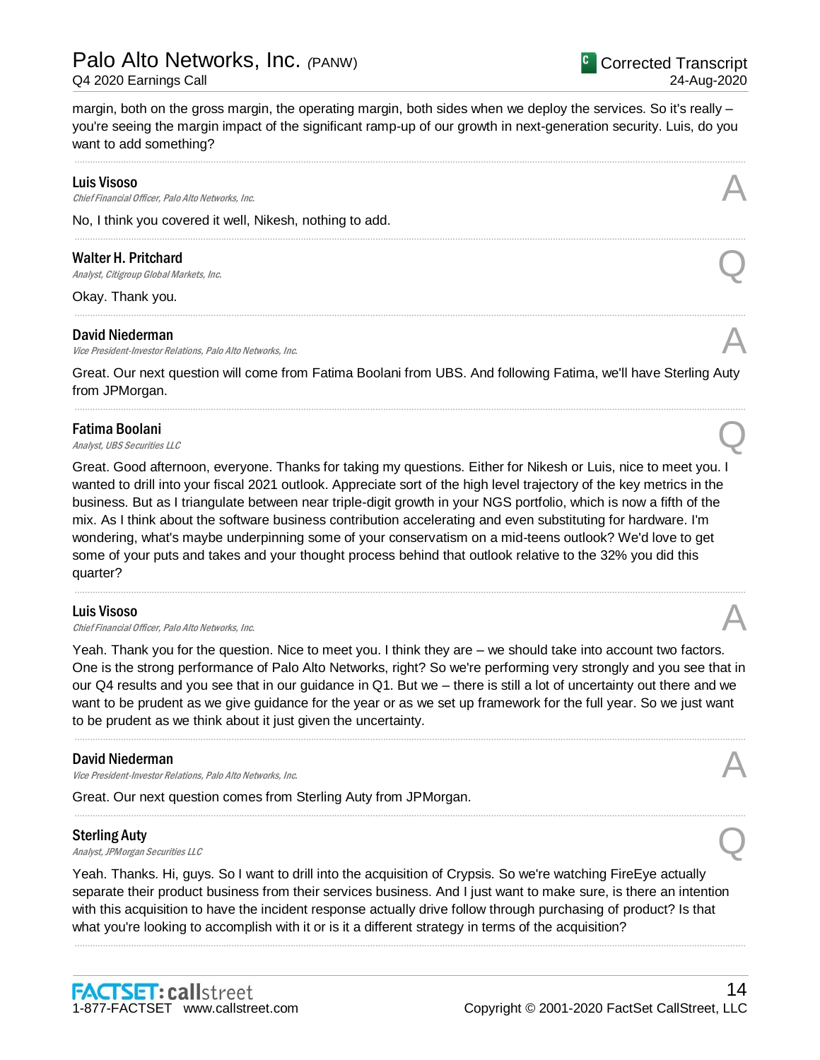margin, both on the gross margin, the operating margin, both sides when we deploy the services. So it's really – you're seeing the margin impact of the significant ramp-up of our growth in next-generation security. Luis, do you want to add something?

---

**Luis Visoso**
*Chief Financial Officer, Palo Alto Networks, Inc.* — A

No, I think you covered it well, Nikesh, nothing to add.

---

**Walter H. Pritchard**
*Analyst, Citigroup Global Markets, Inc.* — Q

Okay. Thank you.

---

**David Niederman**
*Vice President-Investor Relations, Palo Alto Networks, Inc.* — A

Great. Our next question will come from Fatima Boolani from UBS. And following Fatima, we'll have Sterling Auty from JPMorgan.

---

**Fatima Boolani**
*Analyst, UBS Securities LLC* — Q

Great. Good afternoon, everyone. Thanks for taking my questions. Either for Nikesh or Luis, nice to meet you. I wanted to drill into your fiscal 2021 outlook. Appreciate sort of the high level trajectory of the key metrics in the business. But as I triangulate between near triple-digit growth in your NGS portfolio, which is now a fifth of the mix. As I think about the software business contribution accelerating and even substituting for hardware. I'm wondering, what's maybe underpinning some of your conservatism on a mid-teens outlook? We'd love to get some of your puts and takes and your thought process behind that outlook relative to the 32% you did this quarter?

---

**Luis Visoso**
*Chief Financial Officer, Palo Alto Networks, Inc.* — A

Yeah. Thank you for the question. Nice to meet you. I think they are – we should take into account two factors. One is the strong performance of Palo Alto Networks, right? So we're performing very strongly and you see that in our Q4 results and you see that in our guidance in Q1. But we – there is still a lot of uncertainty out there and we want to be prudent as we give guidance for the year or as we set up framework for the full year. So we just want to be prudent as we think about it just given the uncertainty.

---

**David Niederman**
*Vice President-Investor Relations, Palo Alto Networks, Inc.* — A

Great. Our next question comes from Sterling Auty from JPMorgan.

---

**Sterling Auty**
*Analyst, JPMorgan Securities LLC* — Q

Yeah. Thanks. Hi, guys. So I want to drill into the acquisition of Crypsis. So we're watching FireEye actually separate their product business from their services business. And I just want to make sure, is there an intention with this acquisition to have the incident response actually drive follow through purchasing of product? Is that what you're looking to accomplish with it or is it a different strategy in terms of the acquisition?

---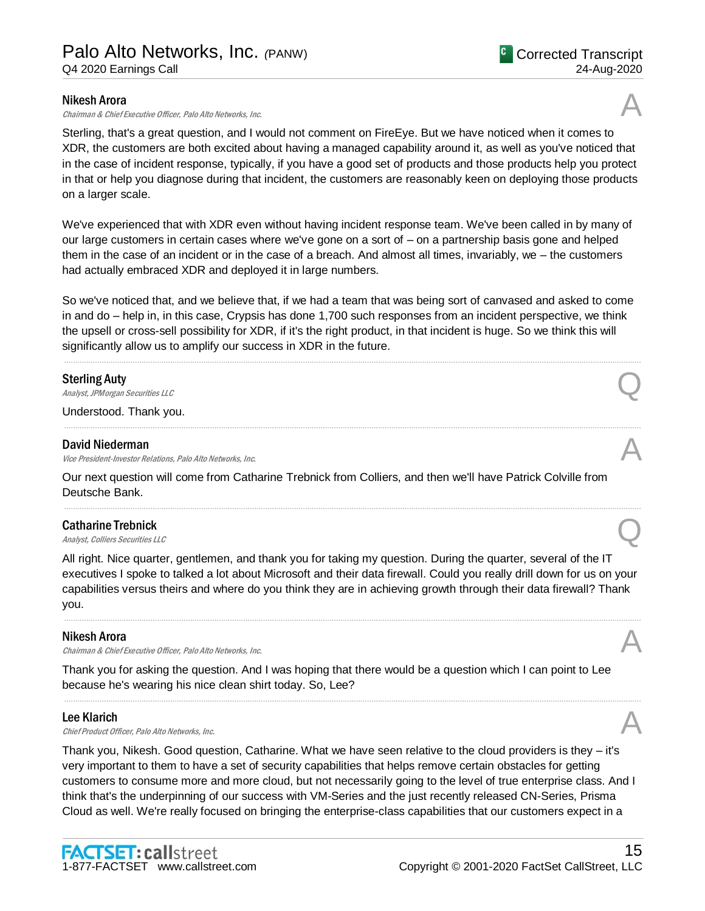**Nikesh Arora**
*Chairman & Chief Executive Officer, Palo Alto Networks, Inc.*

A

Sterling, that's a great question, and I would not comment on FireEye. But we have noticed when it comes to XDR, the customers are both excited about having a managed capability around it, as well as you've noticed that in the case of incident response, typically, if you have a good set of products and those products help you protect in that or help you diagnose during that incident, the customers are reasonably keen on deploying those products on a larger scale.

We've experienced that with XDR even without having incident response team. We've been called in by many of our large customers in certain cases where we've gone on a sort of – on a partnership basis gone and helped them in the case of an incident or in the case of a breach. And almost all times, invariably, we – the customers had actually embraced XDR and deployed it in large numbers.

So we've noticed that, and we believe that, if we had a team that was being sort of canvased and asked to come in and do – help in, in this case, Crypsis has done 1,700 such responses from an incident perspective, we think the upsell or cross-sell possibility for XDR, if it's the right product, in that incident is huge. So we think this will significantly allow us to amplify our success in XDR in the future.

---

**Sterling Auty**
*Analyst, JPMorgan Securities LLC*

Q

Understood. Thank you.

---

**David Niederman**
*Vice President-Investor Relations, Palo Alto Networks, Inc.*

A

Our next question will come from Catharine Trebnick from Colliers, and then we'll have Patrick Colville from Deutsche Bank.

---

**Catharine Trebnick**
*Analyst, Colliers Securities LLC*

Q

All right. Nice quarter, gentlemen, and thank you for taking my question. During the quarter, several of the IT executives I spoke to talked a lot about Microsoft and their data firewall. Could you really drill down for us on your capabilities versus theirs and where do you think they are in achieving growth through their data firewall? Thank you.

---

**Nikesh Arora**
*Chairman & Chief Executive Officer, Palo Alto Networks, Inc.*

A

Thank you for asking the question. And I was hoping that there would be a question which I can point to Lee because he's wearing his nice clean shirt today. So, Lee?

---

**Lee Klarich**
*Chief Product Officer, Palo Alto Networks, Inc.*

A

Thank you, Nikesh. Good question, Catharine. What we have seen relative to the cloud providers is they – it's very important to them to have a set of security capabilities that helps remove certain obstacles for getting customers to consume more and more cloud, but not necessarily going to the level of true enterprise class. And I think that's the underpinning of our success with VM-Series and the just recently released CN-Series, Prisma Cloud as well. We're really focused on bringing the enterprise-class capabilities that our customers expect in a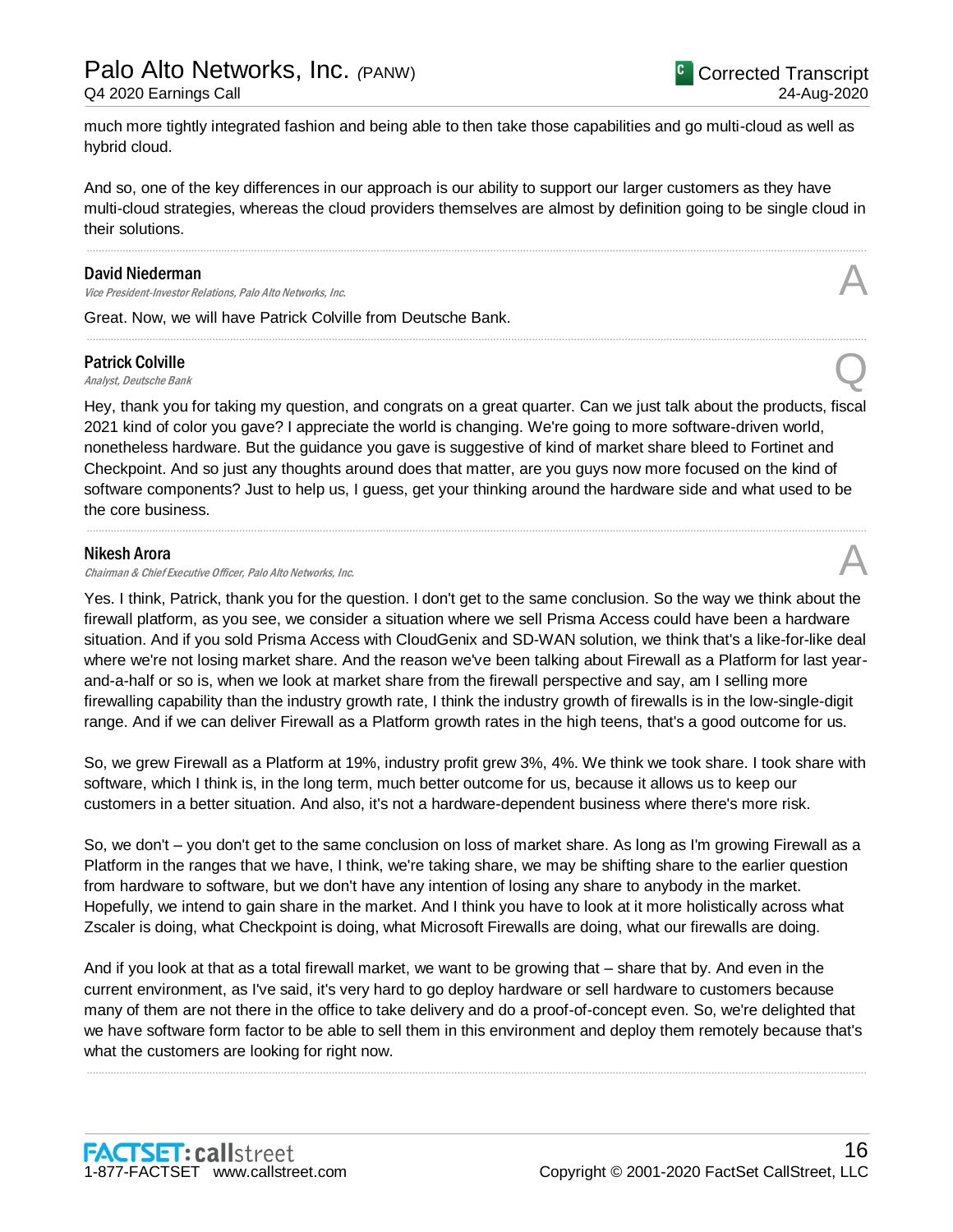much more tightly integrated fashion and being able to then take those capabilities and go multi-cloud as well as hybrid cloud.

And so, one of the key differences in our approach is our ability to support our larger customers as they have multi-cloud strategies, whereas the cloud providers themselves are almost by definition going to be single cloud in their solutions.

---

**David Niederman**
*Vice President-Investor Relations, Palo Alto Networks, Inc.*

**A**

Great. Now, we will have Patrick Colville from Deutsche Bank.

---

**Patrick Colville**
*Analyst, Deutsche Bank*

**Q**

Hey, thank you for taking my question, and congrats on a great quarter. Can we just talk about the products, fiscal 2021 kind of color you gave? I appreciate the world is changing. We're going to more software-driven world, nonetheless hardware. But the guidance you gave is suggestive of kind of market share bleed to Fortinet and Checkpoint. And so just any thoughts around does that matter, are you guys now more focused on the kind of software components? Just to help us, I guess, get your thinking around the hardware side and what used to be the core business.

---

**Nikesh Arora**
*Chairman & Chief Executive Officer, Palo Alto Networks, Inc.*

**A**

Yes. I think, Patrick, thank you for the question. I don't get to the same conclusion. So the way we think about the firewall platform, as you see, we consider a situation where we sell Prisma Access could have been a hardware situation. And if you sold Prisma Access with CloudGenix and SD-WAN solution, we think that's a like-for-like deal where we're not losing market share. And the reason we've been talking about Firewall as a Platform for last year-and-a-half or so is, when we look at market share from the firewall perspective and say, am I selling more firewalling capability than the industry growth rate, I think the industry growth of firewalls is in the low-single-digit range. And if we can deliver Firewall as a Platform growth rates in the high teens, that's a good outcome for us.

So, we grew Firewall as a Platform at 19%, industry profit grew 3%, 4%. We think we took share. I took share with software, which I think is, in the long term, much better outcome for us, because it allows us to keep our customers in a better situation. And also, it's not a hardware-dependent business where there's more risk.

So, we don't – you don't get to the same conclusion on loss of market share. As long as I'm growing Firewall as a Platform in the ranges that we have, I think, we're taking share, we may be shifting share to the earlier question from hardware to software, but we don't have any intention of losing any share to anybody in the market. Hopefully, we intend to gain share in the market. And I think you have to look at it more holistically across what Zscaler is doing, what Checkpoint is doing, what Microsoft Firewalls are doing, what our firewalls are doing.

And if you look at that as a total firewall market, we want to be growing that – share that by. And even in the current environment, as I've said, it's very hard to go deploy hardware or sell hardware to customers because many of them are not there in the office to take delivery and do a proof-of-concept even. So, we're delighted that we have software form factor to be able to sell them in this environment and deploy them remotely because that's what the customers are looking for right now.

---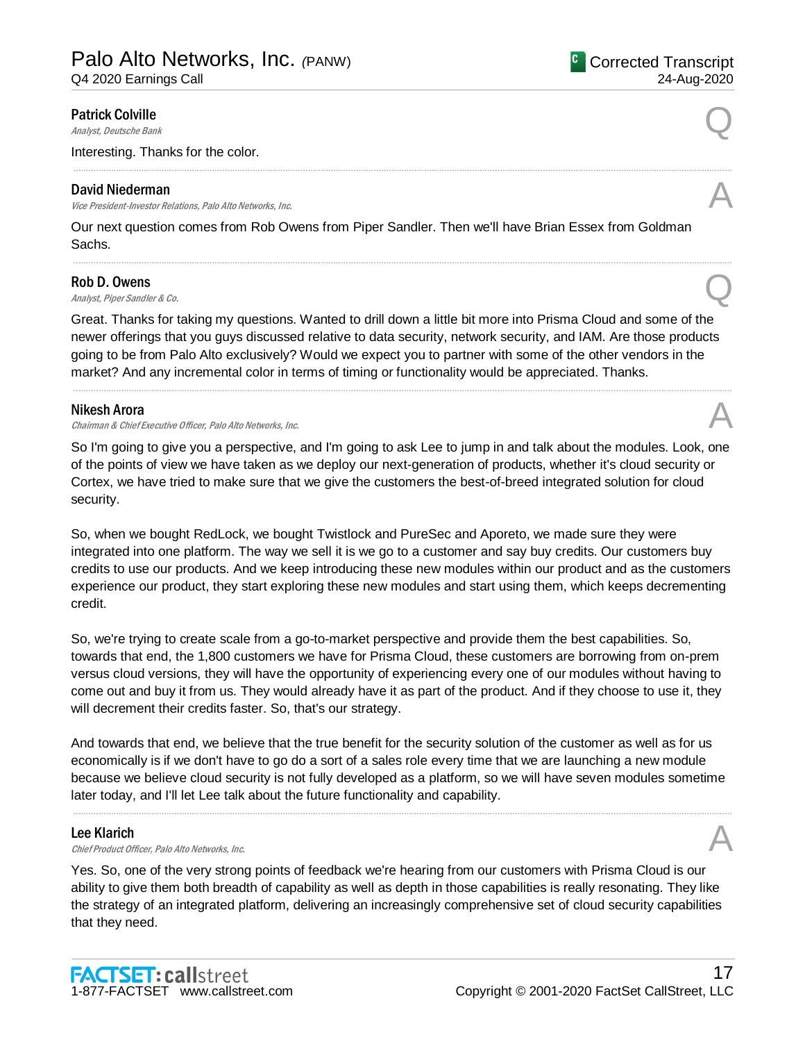**Patrick Colville**
*Analyst, Deutsche Bank*

Q

Interesting. Thanks for the color.

---

**David Niederman**
*Vice President-Investor Relations, Palo Alto Networks, Inc.*

A

Our next question comes from Rob Owens from Piper Sandler. Then we'll have Brian Essex from Goldman Sachs.

---

**Rob D. Owens**
*Analyst, Piper Sandler & Co.*

Q

Great. Thanks for taking my questions. Wanted to drill down a little bit more into Prisma Cloud and some of the newer offerings that you guys discussed relative to data security, network security, and IAM. Are those products going to be from Palo Alto exclusively? Would we expect you to partner with some of the other vendors in the market? And any incremental color in terms of timing or functionality would be appreciated. Thanks.

---

**Nikesh Arora**
*Chairman & Chief Executive Officer, Palo Alto Networks, Inc.*

A

So I'm going to give you a perspective, and I'm going to ask Lee to jump in and talk about the modules. Look, one of the points of view we have taken as we deploy our next-generation of products, whether it's cloud security or Cortex, we have tried to make sure that we give the customers the best-of-breed integrated solution for cloud security.

So, when we bought RedLock, we bought Twistlock and PureSec and Aporeto, we made sure they were integrated into one platform. The way we sell it is we go to a customer and say buy credits. Our customers buy credits to use our products. And we keep introducing these new modules within our product and as the customers experience our product, they start exploring these new modules and start using them, which keeps decrementing credit.

So, we're trying to create scale from a go-to-market perspective and provide them the best capabilities. So, towards that end, the 1,800 customers we have for Prisma Cloud, these customers are borrowing from on-prem versus cloud versions, they will have the opportunity of experiencing every one of our modules without having to come out and buy it from us. They would already have it as part of the product. And if they choose to use it, they will decrement their credits faster. So, that's our strategy.

And towards that end, we believe that the true benefit for the security solution of the customer as well as for us economically is if we don't have to go do a sort of a sales role every time that we are launching a new module because we believe cloud security is not fully developed as a platform, so we will have seven modules sometime later today, and I'll let Lee talk about the future functionality and capability.

---

**Lee Klarich**
*Chief Product Officer, Palo Alto Networks, Inc.*

A

Yes. So, one of the very strong points of feedback we're hearing from our customers with Prisma Cloud is our ability to give them both breadth of capability as well as depth in those capabilities is really resonating. They like the strategy of an integrated platform, delivering an increasingly comprehensive set of cloud security capabilities that they need.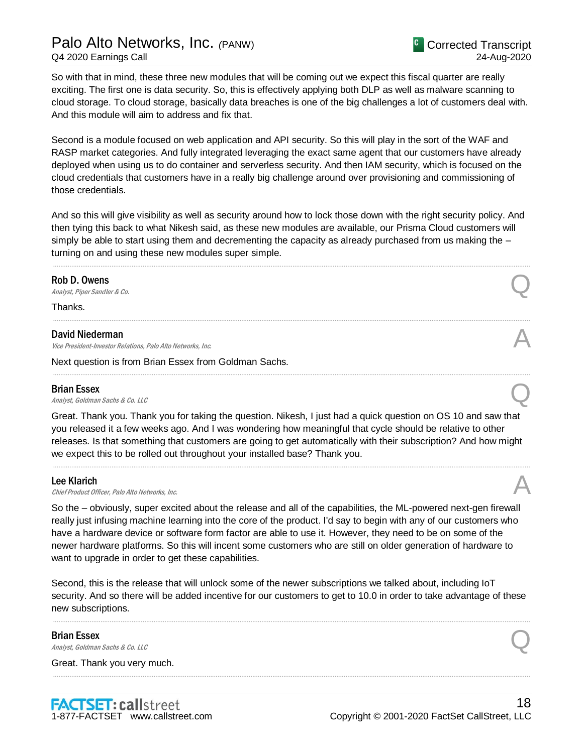So with that in mind, these three new modules that will be coming out we expect this fiscal quarter are really exciting. The first one is data security. So, this is effectively applying both DLP as well as malware scanning to cloud storage. To cloud storage, basically data breaches is one of the big challenges a lot of customers deal with. And this module will aim to address and fix that.

Second is a module focused on web application and API security. So this will play in the sort of the WAF and RASP market categories. And fully integrated leveraging the exact same agent that our customers have already deployed when using us to do container and serverless security. And then IAM security, which is focused on the cloud credentials that customers have in a really big challenge around over provisioning and commissioning of those credentials.

And so this will give visibility as well as security around how to lock those down with the right security policy. And then tying this back to what Nikesh said, as these new modules are available, our Prisma Cloud customers will simply be able to start using them and decrementing the capacity as already purchased from us making the – turning on and using these new modules super simple.

---

**Rob D. Owens**
*Analyst, Piper Sandler & Co.* **Q**

Thanks.

---

**David Niederman**
*Vice President-Investor Relations, Palo Alto Networks, Inc.* **A**

Next question is from Brian Essex from Goldman Sachs.

---

**Brian Essex**
*Analyst, Goldman Sachs & Co. LLC* **Q**

Great. Thank you. Thank you for taking the question. Nikesh, I just had a quick question on OS 10 and saw that you released it a few weeks ago. And I was wondering how meaningful that cycle should be relative to other releases. Is that something that customers are going to get automatically with their subscription? And how might we expect this to be rolled out throughout your installed base? Thank you.

---

**Lee Klarich**
*Chief Product Officer, Palo Alto Networks, Inc.* **A**

So the – obviously, super excited about the release and all of the capabilities, the ML-powered next-gen firewall really just infusing machine learning into the core of the product. I'd say to begin with any of our customers who have a hardware device or software form factor are able to use it. However, they need to be on some of the newer hardware platforms. So this will incent some customers who are still on older generation of hardware to want to upgrade in order to get these capabilities.

Second, this is the release that will unlock some of the newer subscriptions we talked about, including IoT security. And so there will be added incentive for our customers to get to 10.0 in order to take advantage of these new subscriptions.

---

**Brian Essex**
*Analyst, Goldman Sachs & Co. LLC* **Q**

Great. Thank you very much.

---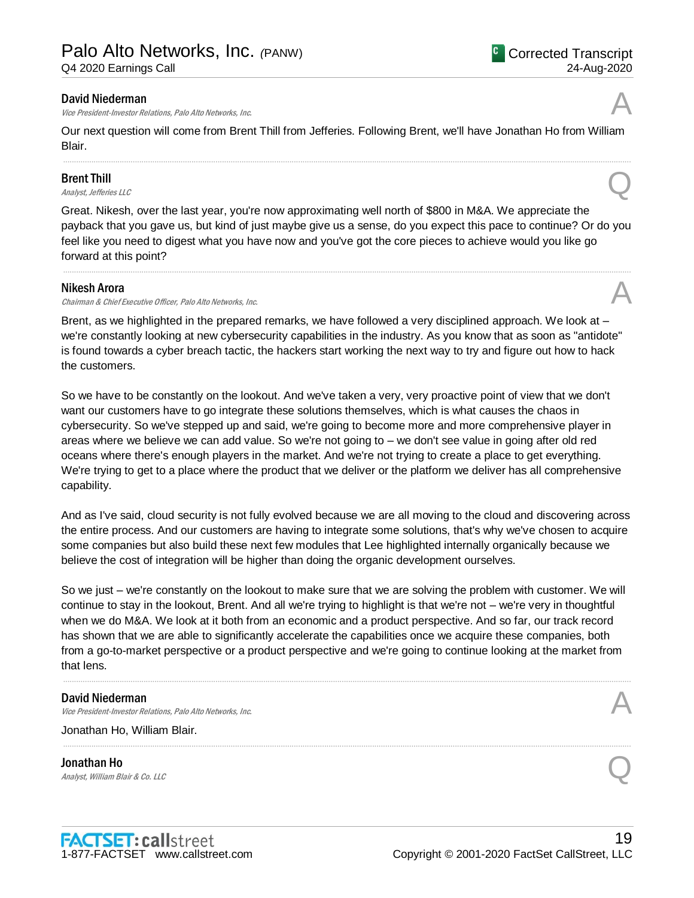**David Niederman**
*Vice President-Investor Relations, Palo Alto Networks, Inc.*

A

Our next question will come from Brent Thill from Jefferies. Following Brent, we'll have Jonathan Ho from William Blair.

---

**Brent Thill**
*Analyst, Jefferies LLC*

Q

Great. Nikesh, over the last year, you're now approximating well north of $800 in M&A. We appreciate the payback that you gave us, but kind of just maybe give us a sense, do you expect this pace to continue? Or do you feel like you need to digest what you have now and you've got the core pieces to achieve would you like go forward at this point?

---

**Nikesh Arora**
*Chairman & Chief Executive Officer, Palo Alto Networks, Inc.*

A

Brent, as we highlighted in the prepared remarks, we have followed a very disciplined approach. We look at – we're constantly looking at new cybersecurity capabilities in the industry. As you know that as soon as "antidote" is found towards a cyber breach tactic, the hackers start working the next way to try and figure out how to hack the customers.

So we have to be constantly on the lookout. And we've taken a very, very proactive point of view that we don't want our customers have to go integrate these solutions themselves, which is what causes the chaos in cybersecurity. So we've stepped up and said, we're going to become more and more comprehensive player in areas where we believe we can add value. So we're not going to – we don't see value in going after old red oceans where there's enough players in the market. And we're not trying to create a place to get everything. We're trying to get to a place where the product that we deliver or the platform we deliver has all comprehensive capability.

And as I've said, cloud security is not fully evolved because we are all moving to the cloud and discovering across the entire process. And our customers are having to integrate some solutions, that's why we've chosen to acquire some companies but also build these next few modules that Lee highlighted internally organically because we believe the cost of integration will be higher than doing the organic development ourselves.

So we just – we're constantly on the lookout to make sure that we are solving the problem with customer. We will continue to stay in the lookout, Brent. And all we're trying to highlight is that we're not – we're very in thoughtful when we do M&A. We look at it both from an economic and a product perspective. And so far, our track record has shown that we are able to significantly accelerate the capabilities once we acquire these companies, both from a go-to-market perspective or a product perspective and we're going to continue looking at the market from that lens.

---

**David Niederman**
*Vice President-Investor Relations, Palo Alto Networks, Inc.*

A

Jonathan Ho, William Blair.

---

**Jonathan Ho**
*Analyst, William Blair & Co. LLC*

Q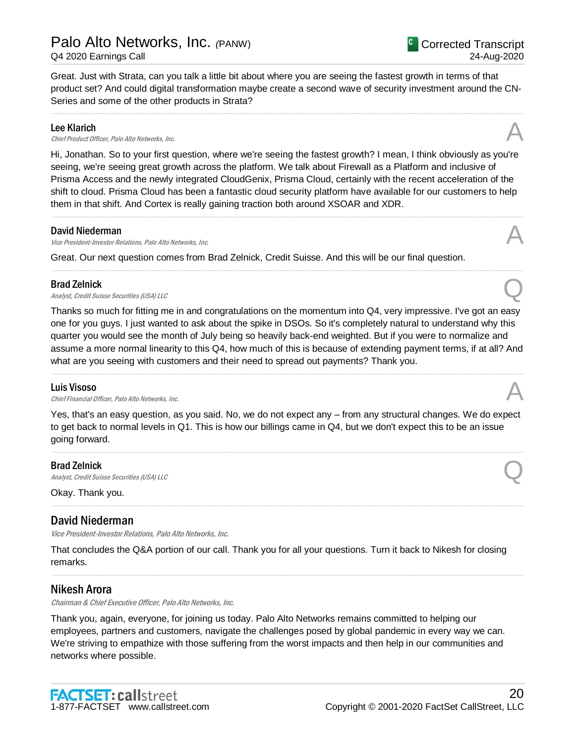Great. Just with Strata, can you talk a little bit about where you are seeing the fastest growth in terms of that product set? And could digital transformation maybe create a second wave of security investment around the CN-Series and some of the other products in Strata?

---

**Lee Klarich**
*Chief Product Officer, Palo Alto Networks, Inc.* **A**

Hi, Jonathan. So to your first question, where we're seeing the fastest growth? I mean, I think obviously as you're seeing, we're seeing great growth across the platform. We talk about Firewall as a Platform and inclusive of Prisma Access and the newly integrated CloudGenix, Prisma Cloud, certainly with the recent acceleration of the shift to cloud. Prisma Cloud has been a fantastic cloud security platform have available for our customers to help them in that shift. And Cortex is really gaining traction both around XSOAR and XDR.

---

**David Niederman**
*Vice President-Investor Relations, Palo Alto Networks, Inc.* **A**

Great. Our next question comes from Brad Zelnick, Credit Suisse. And this will be our final question.

---

**Brad Zelnick**
*Analyst, Credit Suisse Securities (USA) LLC* **Q**

Thanks so much for fitting me in and congratulations on the momentum into Q4, very impressive. I've got an easy one for you guys. I just wanted to ask about the spike in DSOs. So it's completely natural to understand why this quarter you would see the month of July being so heavily back-end weighted. But if you were to normalize and assume a more normal linearity to this Q4, how much of this is because of extending payment terms, if at all? And what are you seeing with customers and their need to spread out payments? Thank you.

---

**Luis Visoso**
*Chief Financial Officer, Palo Alto Networks, Inc.* **A**

Yes, that's an easy question, as you said. No, we do not expect any – from any structural changes. We do expect to get back to normal levels in Q1. This is how our billings came in Q4, but we don't expect this to be an issue going forward.

---

**Brad Zelnick**
*Analyst, Credit Suisse Securities (USA) LLC* **Q**

Okay. Thank you.

---

## David Niederman
*Vice President-Investor Relations, Palo Alto Networks, Inc.*

That concludes the Q&A portion of our call. Thank you for all your questions. Turn it back to Nikesh for closing remarks.

---

## Nikesh Arora
*Chairman & Chief Executive Officer, Palo Alto Networks, Inc.*

Thank you, again, everyone, for joining us today. Palo Alto Networks remains committed to helping our employees, partners and customers, navigate the challenges posed by global pandemic in every way we can. We're striving to empathize with those suffering from the worst impacts and then help in our communities and networks where possible.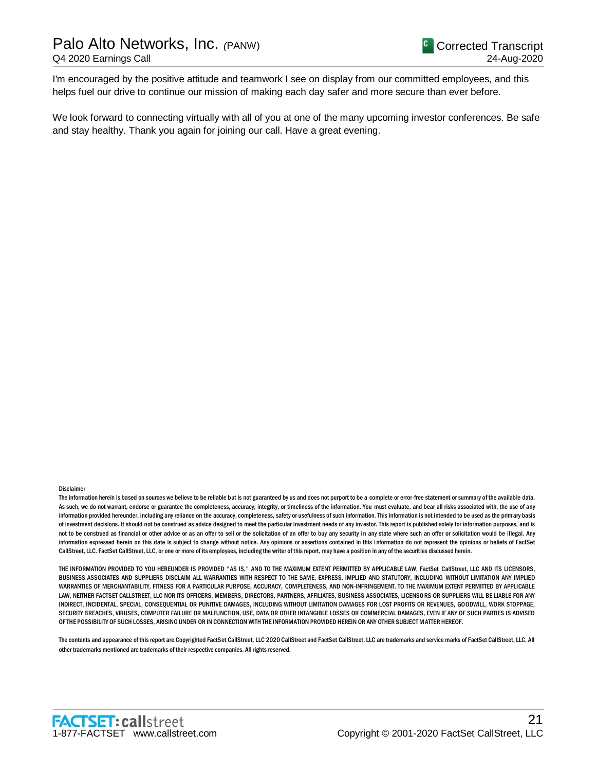I'm encouraged by the positive attitude and teamwork I see on display from our committed employees, and this helps fuel our drive to continue our mission of making each day safer and more secure than ever before.

We look forward to connecting virtually with all of you at one of the many upcoming investor conferences. Be safe and stay healthy. Thank you again for joining our call. Have a great evening.

Disclaimer

The information herein is based on sources we believe to be reliable but is not guaranteed by us and does not purport to be a complete or error-free statement or summary of the available data. As such, we do not warrant, endorse or guarantee the completeness, accuracy, integrity, or timeliness of the information. You must evaluate, and bear all risks associated with, the use of any information provided hereunder, including any reliance on the accuracy, completeness, safety or usefulness of such information. This information is not intended to be used as the primary basis of investment decisions. It should not be construed as advice designed to meet the particular investment needs of any investor. This report is published solely for information purposes, and is not to be construed as financial or other advice or as an offer to sell or the solicitation of an offer to buy any security in any state where such an offer or solicitation would be illegal. Any information expressed herein on this date is subject to change without notice. Any opinions or assertions contained in this information do not represent the opinions or beliefs of FactSet CallStreet, LLC. FactSet CallStreet, LLC, or one or more of its employees, including the writer of this report, may have a position in any of the securities discussed herein.

THE INFORMATION PROVIDED TO YOU HEREUNDER IS PROVIDED "AS IS," AND TO THE MAXIMUM EXTENT PERMITTED BY APPLICABLE LAW, FactSet CallStreet, LLC AND ITS LICENSORS, BUSINESS ASSOCIATES AND SUPPLIERS DISCLAIM ALL WARRANTIES WITH RESPECT TO THE SAME, EXPRESS, IMPLIED AND STATUTORY, INCLUDING WITHOUT LIMITATION ANY IMPLIED WARRANTIES OF MERCHANTABILITY, FITNESS FOR A PARTICULAR PURPOSE, ACCURACY, COMPLETENESS, AND NON-INFRINGEMENT. TO THE MAXIMUM EXTENT PERMITTED BY APPLICABLE LAW, NEITHER FACTSET CALLSTREET, LLC NOR ITS OFFICERS, MEMBERS, DIRECTORS, PARTNERS, AFFILIATES, BUSINESS ASSOCIATES, LICENSORS OR SUPPLIERS WILL BE LIABLE FOR ANY INDIRECT, INCIDENTAL, SPECIAL, CONSEQUENTIAL OR PUNITIVE DAMAGES, INCLUDING WITHOUT LIMITATION DAMAGES FOR LOST PROFITS OR REVENUES, GOODWILL, WORK STOPPAGE, SECURITY BREACHES, VIRUSES, COMPUTER FAILURE OR MALFUNCTION, USE, DATA OR OTHER INTANGIBLE LOSSES OR COMMERCIAL DAMAGES, EVEN IF ANY OF SUCH PARTIES IS ADVISED OF THE POSSIBILITY OF SUCH LOSSES, ARISING UNDER OR IN CONNECTION WITH THE INFORMATION PROVIDED HEREIN OR ANY OTHER SUBJECT MATTER HEREOF.

The contents and appearance of this report are Copyrighted FactSet CallStreet, LLC 2020 CallStreet and FactSet CallStreet, LLC are trademarks and service marks of FactSet CallStreet, LLC. All other trademarks mentioned are trademarks of their respective companies. All rights reserved.